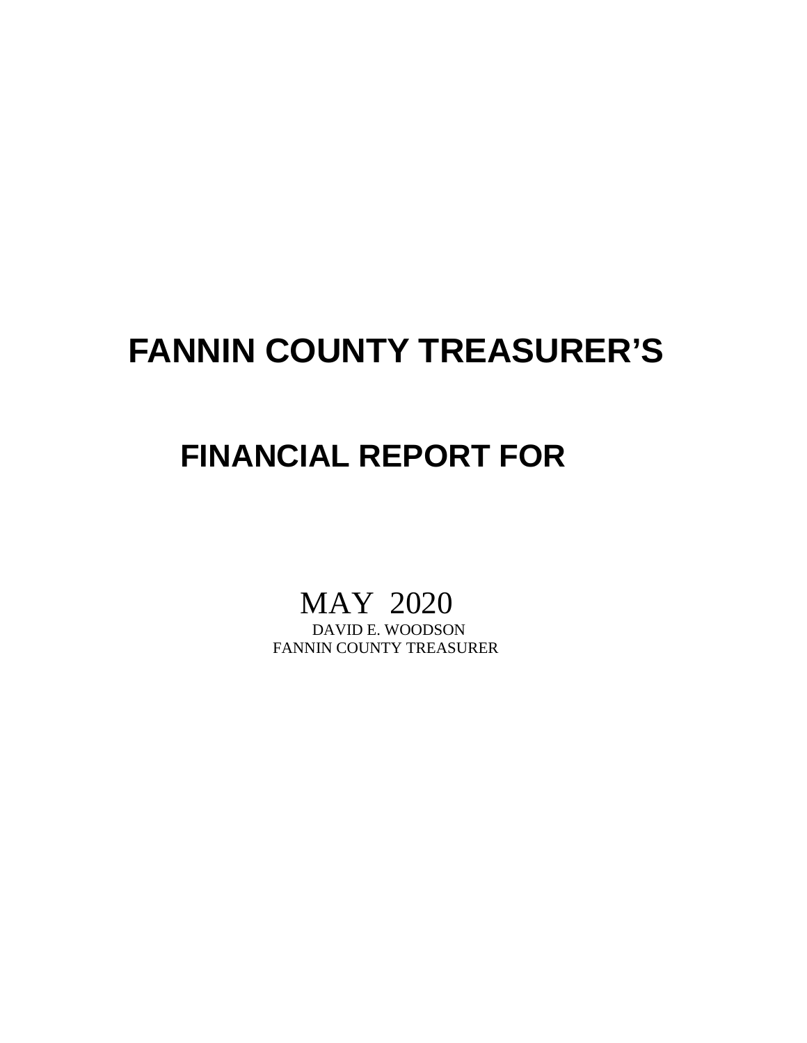# FANNIN COUNTY TREASURER'S

## FINANCIAL REPORT FOR

MAY 2020

DAVID E. WOODSON

FANNIN COUNTY TREASURER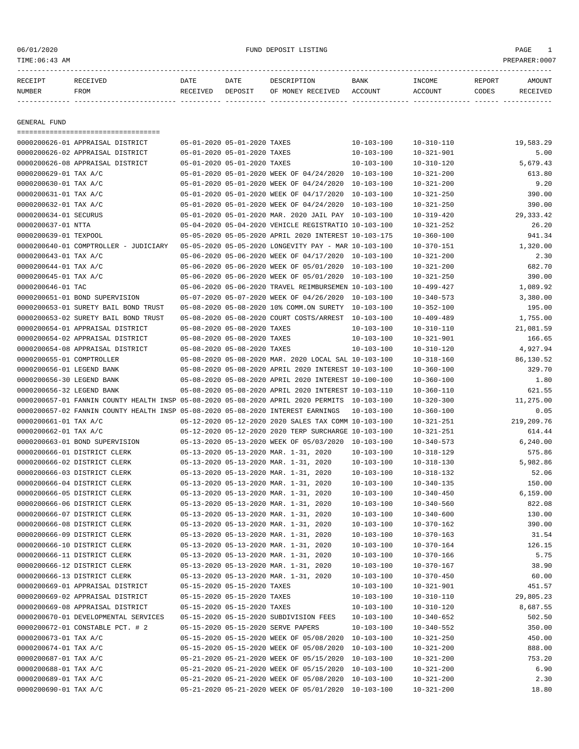06/01/2020 FUND DEPOSIT LISTING PAGE 1
TIME:06:43 AM PREPARER:0007

| RECEIPT NUMBER | RECEIVED FROM | DATE RECEIVED | DATE DEPOSIT | DESCRIPTION OF MONEY RECEIVED | BANK ACCOUNT | INCOME ACCOUNT | REPORT CODES | AMOUNT RECEIVED |
|---|---|---|---|---|---|---|---|---|

## GENERAL FUND

| RECEIPT NUMBER | RECEIVED FROM | DATE RECEIVED | DATE DEPOSIT | DESCRIPTION OF MONEY RECEIVED | BANK ACCOUNT | INCOME ACCOUNT | REPORT CODES | AMOUNT RECEIVED |
|---|---|---|---|---|---|---|---|---|
| 0000200626-01 | APPRAISAL DISTRICT | 05-01-2020 | 05-01-2020 | TAXES | 10-103-100 | 10-310-110 | | 19,583.29 |
| 0000200626-02 | APPRAISAL DISTRICT | 05-01-2020 | 05-01-2020 | TAXES | 10-103-100 | 10-321-901 | | 5.00 |
| 0000200626-08 | APPRAISAL DISTRICT | 05-01-2020 | 05-01-2020 | TAXES | 10-103-100 | 10-310-120 | | 5,679.43 |
| 0000200629-01 | TAX A/C | 05-01-2020 | 05-01-2020 | WEEK OF 04/24/2020 | 10-103-100 | 10-321-200 | | 613.80 |
| 0000200630-01 | TAX A/C | 05-01-2020 | 05-01-2020 | WEEK OF 04/24/2020 | 10-103-100 | 10-321-200 | | 9.20 |
| 0000200631-01 | TAX A/C | 05-01-2020 | 05-01-2020 | WEEK OF 04/17/2020 | 10-103-100 | 10-321-250 | | 390.00 |
| 0000200632-01 | TAX A/C | 05-01-2020 | 05-01-2020 | WEEK OF 04/24/2020 | 10-103-100 | 10-321-250 | | 390.00 |
| 0000200634-01 | SECURUS | 05-01-2020 | 05-01-2020 | MAR. 2020 JAIL PAY | 10-103-100 | 10-319-420 | | 29,333.42 |
| 0000200637-01 | NTTA | 05-04-2020 | 05-04-2020 | VEHICLE REGISTRATIO | 10-103-100 | 10-321-252 | | 26.20 |
| 0000200639-01 | TEXPOOL | 05-05-2020 | 05-05-2020 | APRIL 2020 INTEREST | 10-103-175 | 10-360-100 | | 941.34 |
| 0000200640-01 | COMPTROLLER - JUDICIARY | 05-05-2020 | 05-05-2020 | LONGEVITY PAY - MAR | 10-103-100 | 10-370-151 | | 1,320.00 |
| 0000200643-01 | TAX A/C | 05-06-2020 | 05-06-2020 | WEEK OF 04/17/2020 | 10-103-100 | 10-321-200 | | 2.30 |
| 0000200644-01 | TAX A/C | 05-06-2020 | 05-06-2020 | WEEK OF 05/01/2020 | 10-103-100 | 10-321-200 | | 682.70 |
| 0000200645-01 | TAX A/C | 05-06-2020 | 05-06-2020 | WEEK OF 05/01/2020 | 10-103-100 | 10-321-250 | | 390.00 |
| 0000200646-01 | TAC | 05-06-2020 | 05-06-2020 | TRAVEL REIMBURSEMEN | 10-103-100 | 10-499-427 | | 1,089.92 |
| 0000200651-01 | BOND SUPERVISION | 05-07-2020 | 05-07-2020 | WEEK OF 04/26/2020 | 10-103-100 | 10-340-573 | | 3,380.00 |
| 0000200653-01 | SURETY BAIL BOND TRUST | 05-08-2020 | 05-08-2020 | 10% COMM.ON SURETY | 10-103-100 | 10-352-100 | | 195.00 |
| 0000200653-02 | SURETY BAIL BOND TRUST | 05-08-2020 | 05-08-2020 | COURT COSTS/ARREST | 10-103-100 | 10-409-489 | | 1,755.00 |
| 0000200654-01 | APPRAISAL DISTRICT | 05-08-2020 | 05-08-2020 | TAXES | 10-103-100 | 10-310-110 | | 21,081.59 |
| 0000200654-02 | APPRAISAL DISTRICT | 05-08-2020 | 05-08-2020 | TAXES | 10-103-100 | 10-321-901 | | 166.65 |
| 0000200654-08 | APPRAISAL DISTRICT | 05-08-2020 | 05-08-2020 | TAXES | 10-103-100 | 10-310-120 | | 4,927.94 |
| 0000200655-01 | COMPTROLLER | 05-08-2020 | 05-08-2020 | MAR. 2020 LOCAL SAL | 10-103-100 | 10-318-160 | | 86,130.52 |
| 0000200656-01 | LEGEND BANK | 05-08-2020 | 05-08-2020 | APRIL 2020 INTEREST | 10-103-100 | 10-360-100 | | 329.70 |
| 0000200656-30 | LEGEND BANK | 05-08-2020 | 05-08-2020 | APRIL 2020 INTEREST | 10-100-100 | 10-360-100 | | 1.80 |
| 0000200656-32 | LEGEND BANK | 05-08-2020 | 05-08-2020 | APRIL 2020 INTEREST | 10-103-110 | 10-360-110 | | 621.55 |
| 0000200657-01 | FANNIN COUNTY HEALTH INSP | 05-08-2020 | 05-08-2020 | APRIL 2020 PERMITS | 10-103-100 | 10-320-300 | | 11,275.00 |
| 0000200657-02 | FANNIN COUNTY HEALTH INSP | 05-08-2020 | 05-08-2020 | INTEREST EARNINGS | 10-103-100 | 10-360-100 | | 0.05 |
| 0000200661-01 | TAX A/C | 05-12-2020 | 05-12-2020 | 2020 SALES TAX COMM | 10-103-100 | 10-321-251 | | 219,209.76 |
| 0000200662-01 | TAX A/C | 05-12-2020 | 05-12-2020 | 2020 TERP SURCHARGE | 10-103-100 | 10-321-251 | | 614.44 |
| 0000200663-01 | BOND SUPERVISION | 05-13-2020 | 05-13-2020 | WEEK OF 05/03/2020 | 10-103-100 | 10-340-573 | | 6,240.00 |
| 0000200666-01 | DISTRICT CLERK | 05-13-2020 | 05-13-2020 | MAR. 1-31, 2020 | 10-103-100 | 10-318-129 | | 575.86 |
| 0000200666-02 | DISTRICT CLERK | 05-13-2020 | 05-13-2020 | MAR. 1-31, 2020 | 10-103-100 | 10-318-130 | | 5,982.86 |
| 0000200666-03 | DISTRICT CLERK | 05-13-2020 | 05-13-2020 | MAR. 1-31, 2020 | 10-103-100 | 10-318-132 | | 52.06 |
| 0000200666-04 | DISTRICT CLERK | 05-13-2020 | 05-13-2020 | MAR. 1-31, 2020 | 10-103-100 | 10-340-135 | | 150.00 |
| 0000200666-05 | DISTRICT CLERK | 05-13-2020 | 05-13-2020 | MAR. 1-31, 2020 | 10-103-100 | 10-340-450 | | 6,159.00 |
| 0000200666-06 | DISTRICT CLERK | 05-13-2020 | 05-13-2020 | MAR. 1-31, 2020 | 10-103-100 | 10-340-560 | | 822.08 |
| 0000200666-07 | DISTRICT CLERK | 05-13-2020 | 05-13-2020 | MAR. 1-31, 2020 | 10-103-100 | 10-340-600 | | 130.00 |
| 0000200666-08 | DISTRICT CLERK | 05-13-2020 | 05-13-2020 | MAR. 1-31, 2020 | 10-103-100 | 10-370-162 | | 390.00 |
| 0000200666-09 | DISTRICT CLERK | 05-13-2020 | 05-13-2020 | MAR. 1-31, 2020 | 10-103-100 | 10-370-163 | | 31.54 |
| 0000200666-10 | DISTRICT CLERK | 05-13-2020 | 05-13-2020 | MAR. 1-31, 2020 | 10-103-100 | 10-370-164 | | 126.15 |
| 0000200666-11 | DISTRICT CLERK | 05-13-2020 | 05-13-2020 | MAR. 1-31, 2020 | 10-103-100 | 10-370-166 | | 5.75 |
| 0000200666-12 | DISTRICT CLERK | 05-13-2020 | 05-13-2020 | MAR. 1-31, 2020 | 10-103-100 | 10-370-167 | | 38.90 |
| 0000200666-13 | DISTRICT CLERK | 05-13-2020 | 05-13-2020 | MAR. 1-31, 2020 | 10-103-100 | 10-370-450 | | 60.00 |
| 0000200669-01 | APPRAISAL DISTRICT | 05-15-2020 | 05-15-2020 | TAXES | 10-103-100 | 10-321-901 | | 451.57 |
| 0000200669-02 | APPRAISAL DISTRICT | 05-15-2020 | 05-15-2020 | TAXES | 10-103-100 | 10-310-110 | | 29,805.23 |
| 0000200669-08 | APPRAISAL DISTRICT | 05-15-2020 | 05-15-2020 | TAXES | 10-103-100 | 10-310-120 | | 8,687.55 |
| 0000200670-01 | DEVELOPMENTAL SERVICES | 05-15-2020 | 05-15-2020 | SUBDIVISION FEES | 10-103-100 | 10-340-652 | | 502.50 |
| 0000200672-01 | CONSTABLE PCT. # 2 | 05-15-2020 | 05-15-2020 | SERVE PAPERS | 10-103-100 | 10-340-552 | | 350.00 |
| 0000200673-01 | TAX A/C | 05-15-2020 | 05-15-2020 | WEEK OF 05/08/2020 | 10-103-100 | 10-321-250 | | 450.00 |
| 0000200674-01 | TAX A/C | 05-15-2020 | 05-15-2020 | WEEK OF 05/08/2020 | 10-103-100 | 10-321-200 | | 888.00 |
| 0000200687-01 | TAX A/C | 05-21-2020 | 05-21-2020 | WEEK OF 05/15/2020 | 10-103-100 | 10-321-200 | | 753.20 |
| 0000200688-01 | TAX A/C | 05-21-2020 | 05-21-2020 | WEEK OF 05/15/2020 | 10-103-100 | 10-321-200 | | 6.90 |
| 0000200689-01 | TAX A/C | 05-21-2020 | 05-21-2020 | WEEK OF 05/08/2020 | 10-103-100 | 10-321-200 | | 2.30 |
| 0000200690-01 | TAX A/C | 05-21-2020 | 05-21-2020 | WEEK OF 05/01/2020 | 10-103-100 | 10-321-200 | | 18.80 |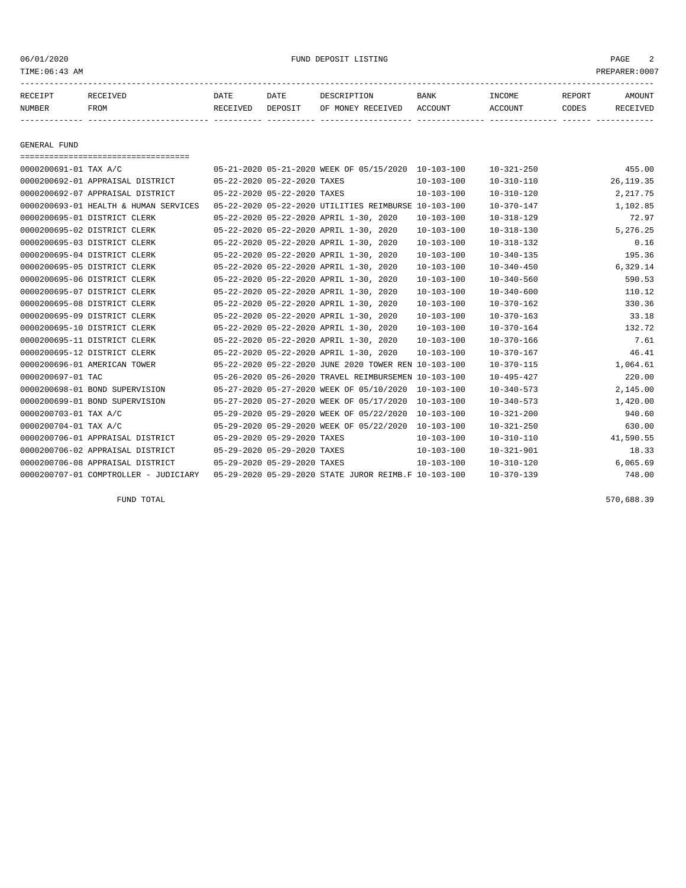FUND DEPOSIT LISTING

| RECEIPT NUMBER | RECEIVED FROM | DATE RECEIVED | DATE DEPOSIT | DESCRIPTION OF MONEY RECEIVED | BANK ACCOUNT | INCOME ACCOUNT | REPORT CODES | AMOUNT RECEIVED |
|---|---|---|---|---|---|---|---|---|

## GENERAL FUND

| RECEIPT NUMBER | RECEIVED FROM | DATE RECEIVED | DATE DEPOSIT | DESCRIPTION OF MONEY RECEIVED | BANK ACCOUNT | INCOME ACCOUNT | REPORT CODES | AMOUNT RECEIVED |
|---|---|---|---|---|---|---|---|---|
| 0000200691-01 | TAX A/C | 05-21-2020 | 05-21-2020 | WEEK OF 05/15/2020 | 10-103-100 | 10-321-250 | | 455.00 |
| 0000200692-01 | APPRAISAL DISTRICT | 05-22-2020 | 05-22-2020 | TAXES | 10-103-100 | 10-310-110 | | 26,119.35 |
| 0000200692-07 | APPRAISAL DISTRICT | 05-22-2020 | 05-22-2020 | TAXES | 10-103-100 | 10-310-120 | | 2,217.75 |
| 0000200693-01 | HEALTH & HUMAN SERVICES | 05-22-2020 | 05-22-2020 | UTILITIES REIMBURSE | 10-103-100 | 10-370-147 | | 1,102.85 |
| 0000200695-01 | DISTRICT CLERK | 05-22-2020 | 05-22-2020 | APRIL 1-30, 2020 | 10-103-100 | 10-318-129 | | 72.97 |
| 0000200695-02 | DISTRICT CLERK | 05-22-2020 | 05-22-2020 | APRIL 1-30, 2020 | 10-103-100 | 10-318-130 | | 5,276.25 |
| 0000200695-03 | DISTRICT CLERK | 05-22-2020 | 05-22-2020 | APRIL 1-30, 2020 | 10-103-100 | 10-318-132 | | 0.16 |
| 0000200695-04 | DISTRICT CLERK | 05-22-2020 | 05-22-2020 | APRIL 1-30, 2020 | 10-103-100 | 10-340-135 | | 195.36 |
| 0000200695-05 | DISTRICT CLERK | 05-22-2020 | 05-22-2020 | APRIL 1-30, 2020 | 10-103-100 | 10-340-450 | | 6,329.14 |
| 0000200695-06 | DISTRICT CLERK | 05-22-2020 | 05-22-2020 | APRIL 1-30, 2020 | 10-103-100 | 10-340-560 | | 590.53 |
| 0000200695-07 | DISTRICT CLERK | 05-22-2020 | 05-22-2020 | APRIL 1-30, 2020 | 10-103-100 | 10-340-600 | | 110.12 |
| 0000200695-08 | DISTRICT CLERK | 05-22-2020 | 05-22-2020 | APRIL 1-30, 2020 | 10-103-100 | 10-370-162 | | 330.36 |
| 0000200695-09 | DISTRICT CLERK | 05-22-2020 | 05-22-2020 | APRIL 1-30, 2020 | 10-103-100 | 10-370-163 | | 33.18 |
| 0000200695-10 | DISTRICT CLERK | 05-22-2020 | 05-22-2020 | APRIL 1-30, 2020 | 10-103-100 | 10-370-164 | | 132.72 |
| 0000200695-11 | DISTRICT CLERK | 05-22-2020 | 05-22-2020 | APRIL 1-30, 2020 | 10-103-100 | 10-370-166 | | 7.61 |
| 0000200695-12 | DISTRICT CLERK | 05-22-2020 | 05-22-2020 | APRIL 1-30, 2020 | 10-103-100 | 10-370-167 | | 46.41 |
| 0000200696-01 | AMERICAN TOWER | 05-22-2020 | 05-22-2020 | JUNE 2020 TOWER REN | 10-103-100 | 10-370-115 | | 1,064.61 |
| 0000200697-01 | TAC | 05-26-2020 | 05-26-2020 | TRAVEL REIMBURSEMEN | 10-103-100 | 10-495-427 | | 220.00 |
| 0000200698-01 | BOND SUPERVISION | 05-27-2020 | 05-27-2020 | WEEK OF 05/10/2020 | 10-103-100 | 10-340-573 | | 2,145.00 |
| 0000200699-01 | BOND SUPERVISION | 05-27-2020 | 05-27-2020 | WEEK OF 05/17/2020 | 10-103-100 | 10-340-573 | | 1,420.00 |
| 0000200703-01 | TAX A/C | 05-29-2020 | 05-29-2020 | WEEK OF 05/22/2020 | 10-103-100 | 10-321-200 | | 940.60 |
| 0000200704-01 | TAX A/C | 05-29-2020 | 05-29-2020 | WEEK OF 05/22/2020 | 10-103-100 | 10-321-250 | | 630.00 |
| 0000200706-01 | APPRAISAL DISTRICT | 05-29-2020 | 05-29-2020 | TAXES | 10-103-100 | 10-310-110 | | 41,590.55 |
| 0000200706-02 | APPRAISAL DISTRICT | 05-29-2020 | 05-29-2020 | TAXES | 10-103-100 | 10-321-901 | | 18.33 |
| 0000200706-08 | APPRAISAL DISTRICT | 05-29-2020 | 05-29-2020 | TAXES | 10-103-100 | 10-310-120 | | 6,065.69 |
| 0000200707-01 | COMPTROLLER - JUDICIARY | 05-29-2020 | 05-29-2020 | STATE JUROR REIMB.F | 10-103-100 | 10-370-139 | | 748.00 |
| | FUND TOTAL | | | | | | | 570,688.39 |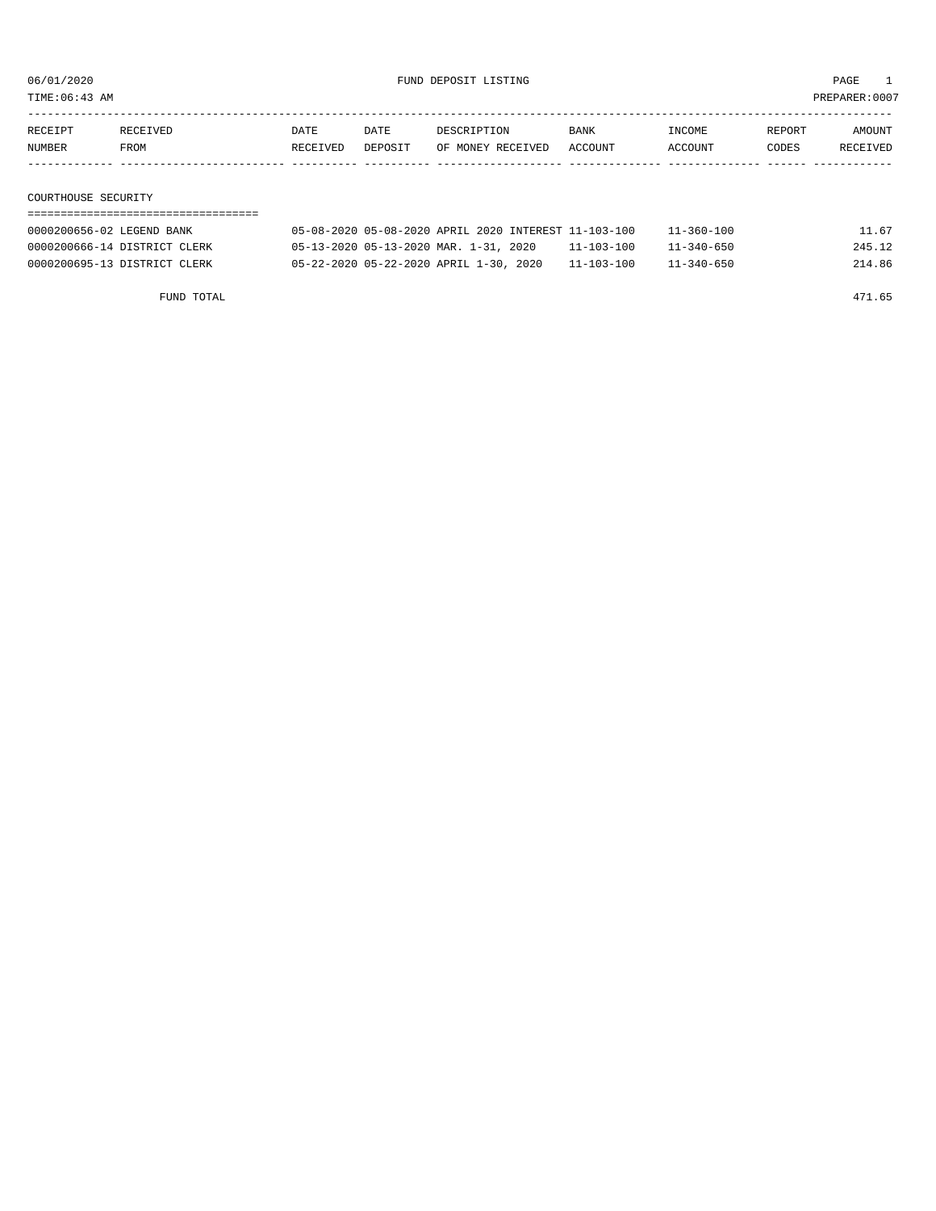06/01/2020 FUND DEPOSIT LISTING PAGE 1
TIME:06:43 AM PREPARER:0007

| RECEIPT NUMBER | RECEIVED FROM | DATE RECEIVED | DATE DEPOSIT | DESCRIPTION OF MONEY RECEIVED | BANK ACCOUNT | INCOME ACCOUNT | REPORT CODES | AMOUNT RECEIVED |
|---|---|---|---|---|---|---|---|---|

## COURTHOUSE SECURITY

| RECEIPT NUMBER | RECEIVED FROM | DATE RECEIVED | DATE DEPOSIT | DESCRIPTION OF MONEY RECEIVED | BANK ACCOUNT | INCOME ACCOUNT | REPORT CODES | AMOUNT RECEIVED |
|---|---|---|---|---|---|---|---|---|
| 0000200656-02 | LEGEND BANK | 05-08-2020 | 05-08-2020 | APRIL 2020 INTEREST | 11-103-100 | 11-360-100 | | 11.67 |
| 0000200666-14 | DISTRICT CLERK | 05-13-2020 | 05-13-2020 | MAR. 1-31, 2020 | 11-103-100 | 11-340-650 | | 245.12 |
| 0000200695-13 | DISTRICT CLERK | 05-22-2020 | 05-22-2020 | APRIL 1-30, 2020 | 11-103-100 | 11-340-650 | | 214.86 |
| | FUND TOTAL | | | | | | | 471.65 |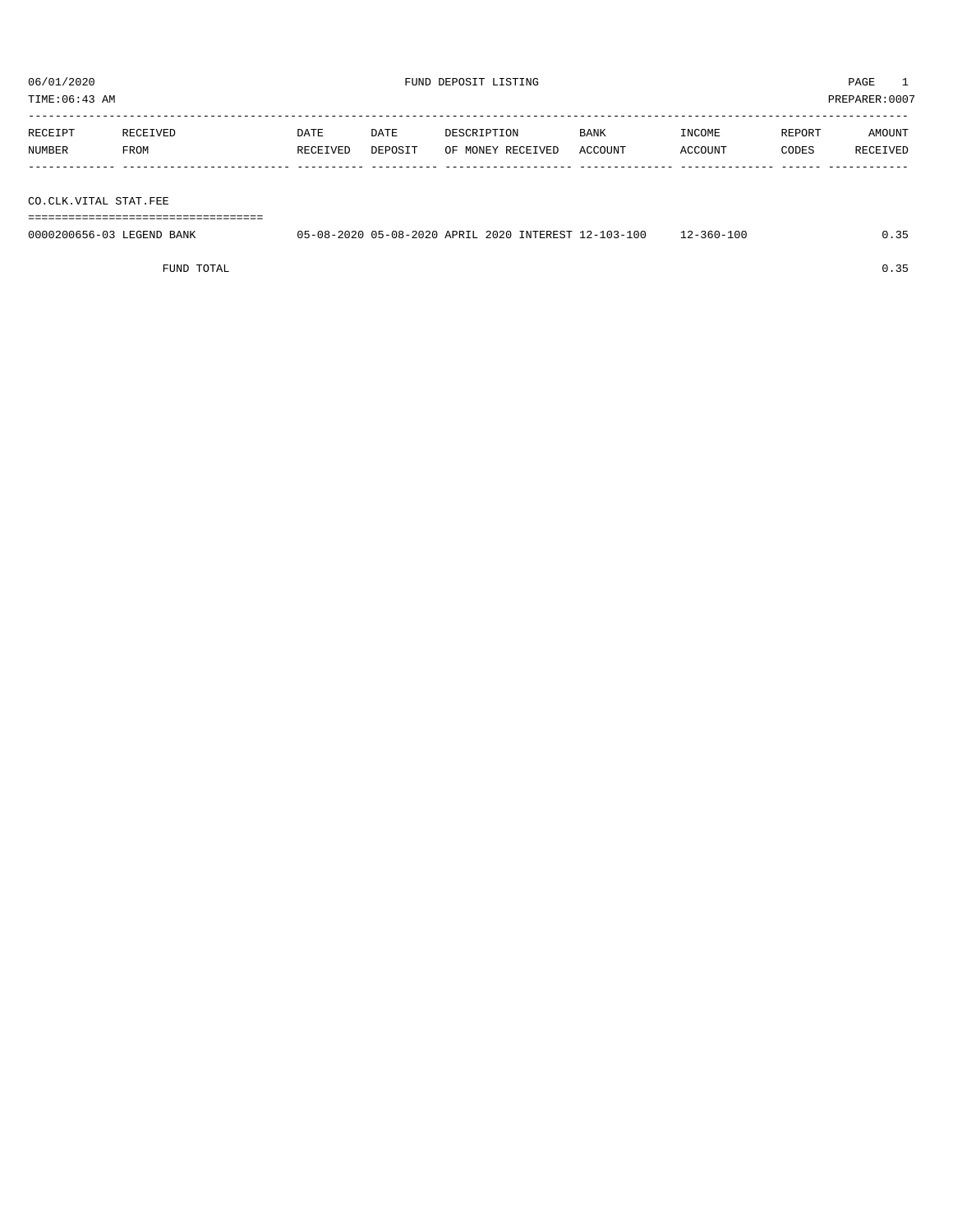06/01/2020 FUND DEPOSIT LISTING PAGE 1

TIME:06:43 AM PREPARER:0007

| RECEIPT NUMBER | RECEIVED FROM | DATE RECEIVED | DATE DEPOSIT | DESCRIPTION OF MONEY RECEIVED | BANK ACCOUNT | INCOME ACCOUNT | REPORT CODES | AMOUNT RECEIVED |
|---|---|---|---|---|---|---|---|---|
| **CO.CLK.VITAL STAT.FEE** | | | | | | | | |
| 0000200656-03 | LEGEND BANK | 05-08-2020 | 05-08-2020 | APRIL 2020 INTEREST | 12-103-100 | 12-360-100 | | 0.35 |
| | FUND TOTAL | | | | | | | 0.35 |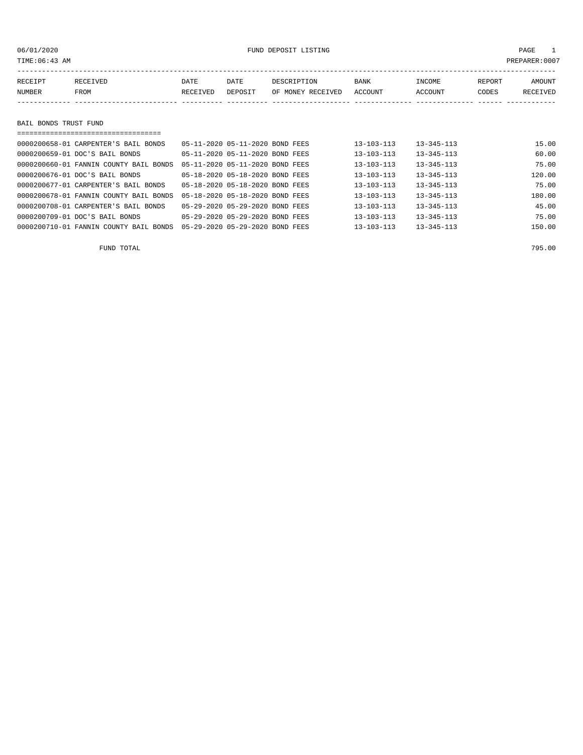06/01/2020 FUND DEPOSIT LISTING

TIME:06:43 AM PREPARER:0007

| RECEIPT NUMBER | RECEIVED FROM | DATE RECEIVED | DATE DEPOSIT | DESCRIPTION OF MONEY RECEIVED | BANK ACCOUNT | INCOME ACCOUNT | REPORT CODES | AMOUNT RECEIVED |
|---|---|---|---|---|---|---|---|---|

## BAIL BONDS TRUST FUND

| RECEIPT NUMBER | RECEIVED FROM | DATE RECEIVED | DATE DEPOSIT | DESCRIPTION OF MONEY RECEIVED | BANK ACCOUNT | INCOME ACCOUNT | REPORT CODES | AMOUNT RECEIVED |
|---|---|---|---|---|---|---|---|---|
| 0000200658-01 | CARPENTER'S BAIL BONDS | 05-11-2020 | 05-11-2020 | BOND FEES | 13-103-113 | 13-345-113 | | 15.00 |
| 0000200659-01 | DOC'S BAIL BONDS | 05-11-2020 | 05-11-2020 | BOND FEES | 13-103-113 | 13-345-113 | | 60.00 |
| 0000200660-01 | FANNIN COUNTY BAIL BONDS | 05-11-2020 | 05-11-2020 | BOND FEES | 13-103-113 | 13-345-113 | | 75.00 |
| 0000200676-01 | DOC'S BAIL BONDS | 05-18-2020 | 05-18-2020 | BOND FEES | 13-103-113 | 13-345-113 | | 120.00 |
| 0000200677-01 | CARPENTER'S BAIL BONDS | 05-18-2020 | 05-18-2020 | BOND FEES | 13-103-113 | 13-345-113 | | 75.00 |
| 0000200678-01 | FANNIN COUNTY BAIL BONDS | 05-18-2020 | 05-18-2020 | BOND FEES | 13-103-113 | 13-345-113 | | 180.00 |
| 0000200708-01 | CARPENTER'S BAIL BONDS | 05-29-2020 | 05-29-2020 | BOND FEES | 13-103-113 | 13-345-113 | | 45.00 |
| 0000200709-01 | DOC'S BAIL BONDS | 05-29-2020 | 05-29-2020 | BOND FEES | 13-103-113 | 13-345-113 | | 75.00 |
| 0000200710-01 | FANNIN COUNTY BAIL BONDS | 05-29-2020 | 05-29-2020 | BOND FEES | 13-103-113 | 13-345-113 | | 150.00 |
| | FUND TOTAL | | | | | | | 795.00 |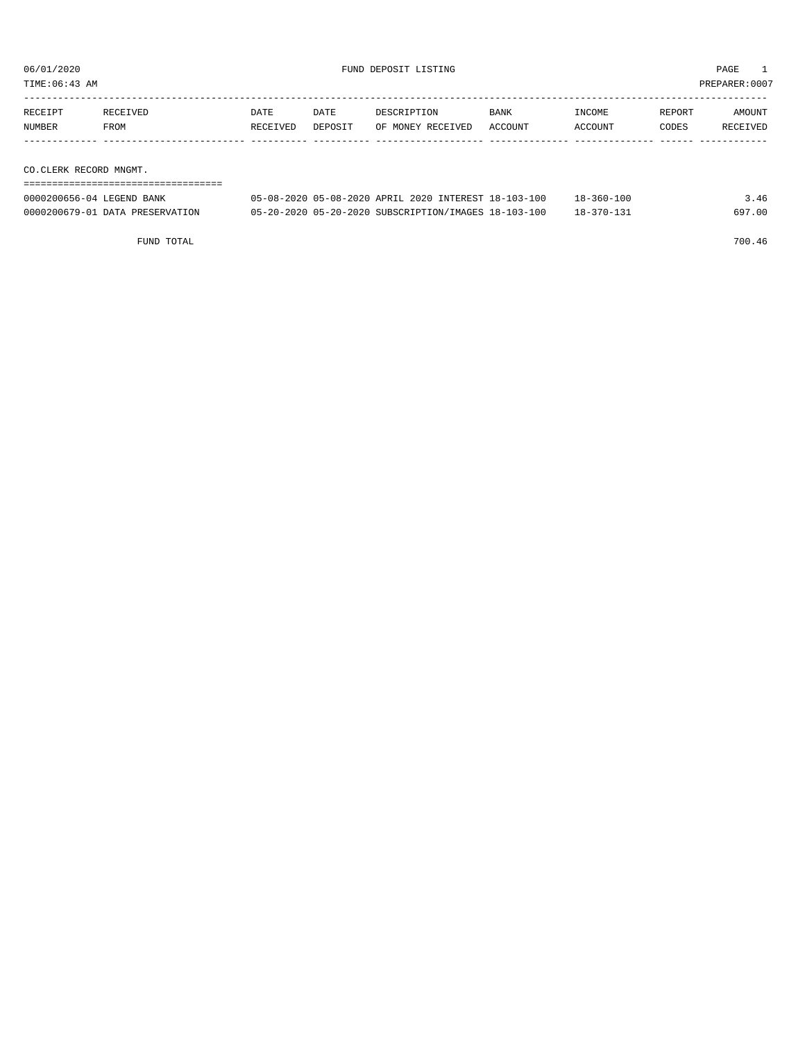06/01/2020 FUND DEPOSIT LISTING

TIME:06:43 AM PREPARER:0007

| RECEIPT NUMBER | RECEIVED FROM | DATE RECEIVED | DATE DEPOSIT | DESCRIPTION OF MONEY RECEIVED | BANK ACCOUNT | INCOME ACCOUNT | REPORT CODES | AMOUNT RECEIVED |
|---|---|---|---|---|---|---|---|---|
| **CO.CLERK RECORD MNGMT.** | | | | | | | | |
| 0000200656-04 | LEGEND BANK | 05-08-2020 | 05-08-2020 | APRIL 2020 INTEREST | 18-103-100 | 18-360-100 | | 3.46 |
| 0000200679-01 | DATA PRESERVATION | 05-20-2020 | 05-20-2020 | SUBSCRIPTION/IMAGES | 18-103-100 | 18-370-131 | | 697.00 |
| | FUND TOTAL | | | | | | | 700.46 |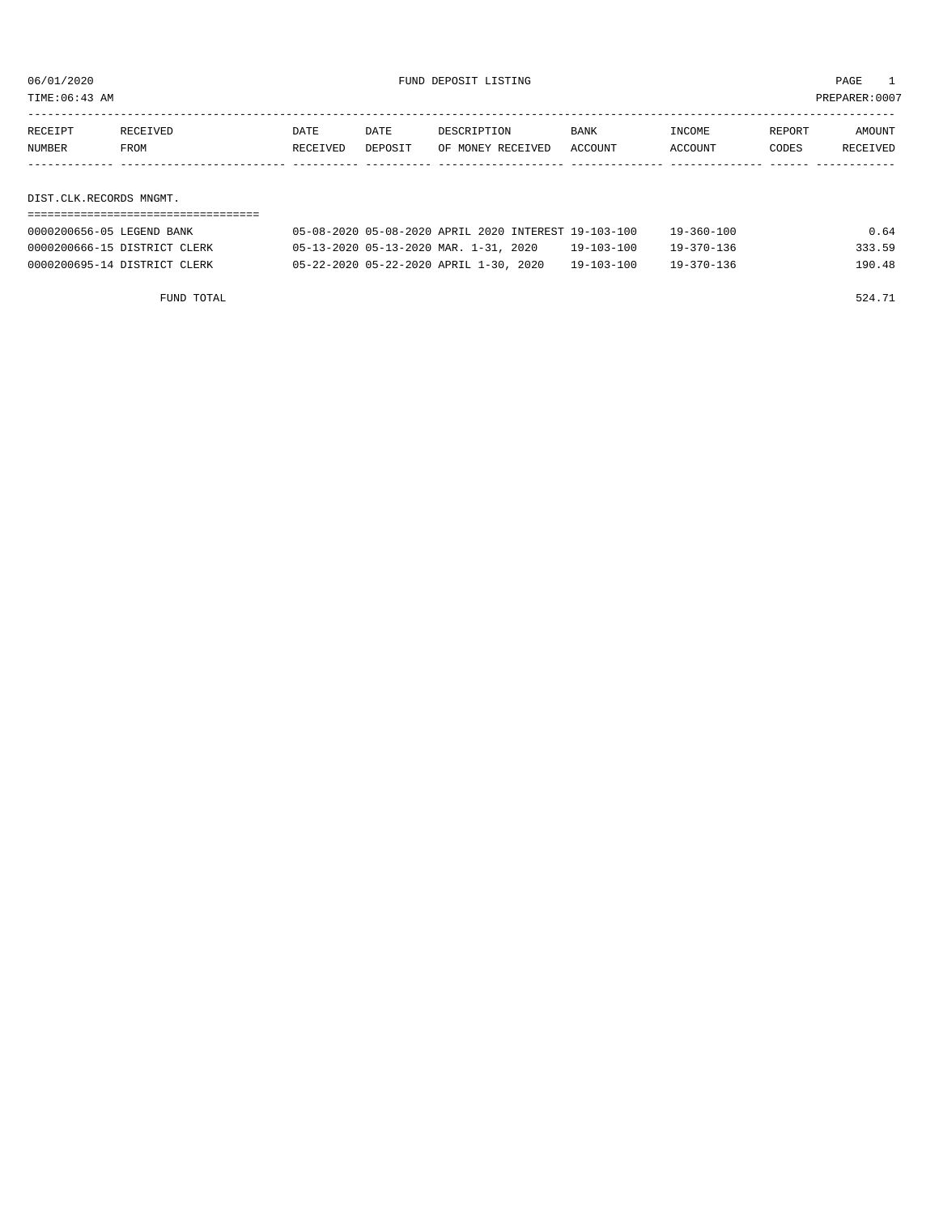06/01/2020 FUND DEPOSIT LISTING

TIME:06:43 AM PREPARER:0007

| RECEIPT NUMBER | RECEIVED FROM | DATE RECEIVED | DATE DEPOSIT | DESCRIPTION OF MONEY RECEIVED | BANK ACCOUNT | INCOME ACCOUNT | REPORT CODES | AMOUNT RECEIVED |
|---|---|---|---|---|---|---|---|---|
| **DIST.CLK.RECORDS MNGMT.** | | | | | | | | |
| 0000200656-05 | LEGEND BANK | 05-08-2020 | 05-08-2020 | APRIL 2020 INTEREST | 19-103-100 | 19-360-100 | | 0.64 |
| 0000200666-15 | DISTRICT CLERK | 05-13-2020 | 05-13-2020 | MAR. 1-31, 2020 | 19-103-100 | 19-370-136 | | 333.59 |
| 0000200695-14 | DISTRICT CLERK | 05-22-2020 | 05-22-2020 | APRIL 1-30, 2020 | 19-103-100 | 19-370-136 | | 190.48 |
| | FUND TOTAL | | | | | | | 524.71 |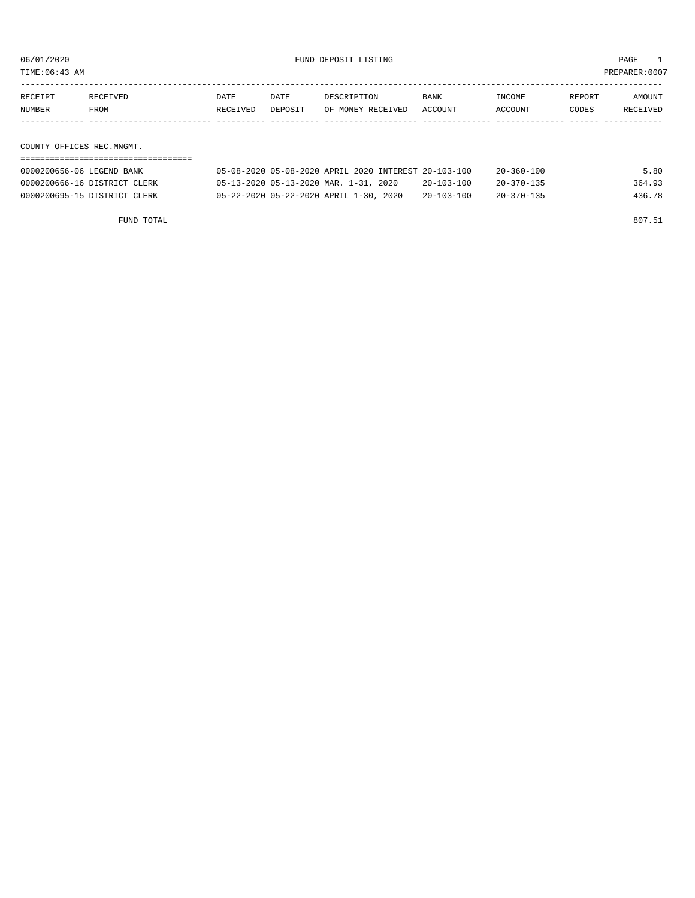06/01/2020 FUND DEPOSIT LISTING PAGE 1

TIME:06:43 AM PREPARER:0007

| RECEIPT NUMBER | RECEIVED FROM | DATE RECEIVED | DATE DEPOSIT | DESCRIPTION OF MONEY RECEIVED | BANK ACCOUNT | INCOME ACCOUNT | REPORT CODES | AMOUNT RECEIVED |
|---|---|---|---|---|---|---|---|---|

## COUNTY OFFICES REC.MNGMT.

| RECEIPT NUMBER | RECEIVED FROM | DATE RECEIVED | DATE DEPOSIT | DESCRIPTION OF MONEY RECEIVED | BANK ACCOUNT | INCOME ACCOUNT | REPORT CODES | AMOUNT RECEIVED |
|---|---|---|---|---|---|---|---|---|
| 0000200656-06 | LEGEND BANK | 05-08-2020 | 05-08-2020 | APRIL 2020 INTEREST | 20-103-100 | 20-360-100 | | 5.80 |
| 0000200666-16 | DISTRICT CLERK | 05-13-2020 | 05-13-2020 | MAR. 1-31, 2020 | 20-103-100 | 20-370-135 | | 364.93 |
| 0000200695-15 | DISTRICT CLERK | 05-22-2020 | 05-22-2020 | APRIL 1-30, 2020 | 20-103-100 | 20-370-135 | | 436.78 |
| | FUND TOTAL | | | | | | | 807.51 |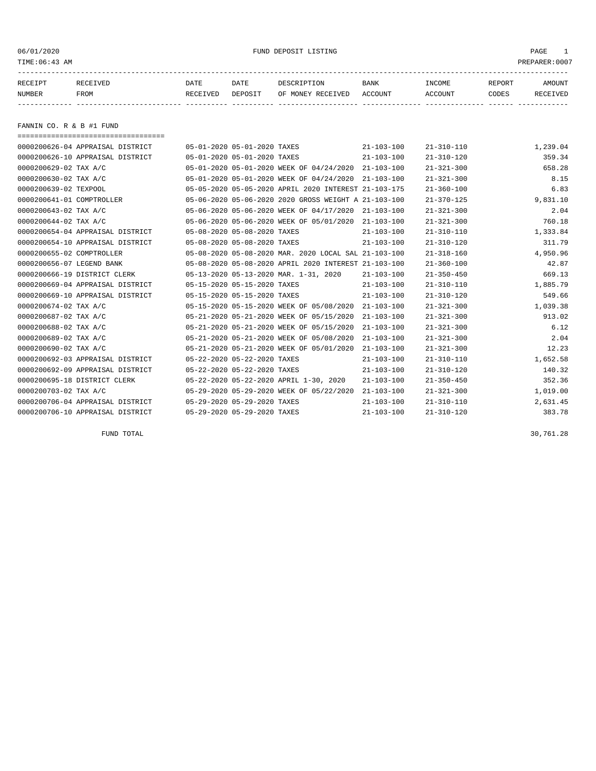06/01/2020 FUND DEPOSIT LISTING

TIME:06:43 AM PREPARER:0007

| RECEIPT NUMBER | RECEIVED FROM | DATE RECEIVED | DATE DEPOSIT | DESCRIPTION OF MONEY RECEIVED | BANK ACCOUNT | INCOME ACCOUNT | REPORT CODES | AMOUNT RECEIVED |
|---|---|---|---|---|---|---|---|---|

FANNIN CO. R & B #1 FUND

| RECEIPT NUMBER | RECEIVED FROM | DATE RECEIVED | DATE DEPOSIT | DESCRIPTION OF MONEY RECEIVED | BANK ACCOUNT | INCOME ACCOUNT | REPORT CODES | AMOUNT RECEIVED |
|---|---|---|---|---|---|---|---|---|
| 0000200626-04 | APPRAISAL DISTRICT | 05-01-2020 | 05-01-2020 | TAXES | 21-103-100 | 21-310-110 | | 1,239.04 |
| 0000200626-10 | APPRAISAL DISTRICT | 05-01-2020 | 05-01-2020 | TAXES | 21-103-100 | 21-310-120 | | 359.34 |
| 0000200629-02 | TAX A/C | 05-01-2020 | 05-01-2020 | WEEK OF 04/24/2020 | 21-103-100 | 21-321-300 | | 658.28 |
| 0000200630-02 | TAX A/C | 05-01-2020 | 05-01-2020 | WEEK OF 04/24/2020 | 21-103-100 | 21-321-300 | | 8.15 |
| 0000200639-02 | TEXPOOL | 05-05-2020 | 05-05-2020 | APRIL 2020 INTEREST | 21-103-175 | 21-360-100 | | 6.83 |
| 0000200641-01 | COMPTROLLER | 05-06-2020 | 05-06-2020 | 2020 GROSS WEIGHT A | 21-103-100 | 21-370-125 | | 9,831.10 |
| 0000200643-02 | TAX A/C | 05-06-2020 | 05-06-2020 | WEEK OF 04/17/2020 | 21-103-100 | 21-321-300 | | 2.04 |
| 0000200644-02 | TAX A/C | 05-06-2020 | 05-06-2020 | WEEK OF 05/01/2020 | 21-103-100 | 21-321-300 | | 760.18 |
| 0000200654-04 | APPRAISAL DISTRICT | 05-08-2020 | 05-08-2020 | TAXES | 21-103-100 | 21-310-110 | | 1,333.84 |
| 0000200654-10 | APPRAISAL DISTRICT | 05-08-2020 | 05-08-2020 | TAXES | 21-103-100 | 21-310-120 | | 311.79 |
| 0000200655-02 | COMPTROLLER | 05-08-2020 | 05-08-2020 | MAR. 2020 LOCAL SAL | 21-103-100 | 21-318-160 | | 4,950.96 |
| 0000200656-07 | LEGEND BANK | 05-08-2020 | 05-08-2020 | APRIL 2020 INTEREST | 21-103-100 | 21-360-100 | | 42.87 |
| 0000200666-19 | DISTRICT CLERK | 05-13-2020 | 05-13-2020 | MAR. 1-31, 2020 | 21-103-100 | 21-350-450 | | 669.13 |
| 0000200669-04 | APPRAISAL DISTRICT | 05-15-2020 | 05-15-2020 | TAXES | 21-103-100 | 21-310-110 | | 1,885.79 |
| 0000200669-10 | APPRAISAL DISTRICT | 05-15-2020 | 05-15-2020 | TAXES | 21-103-100 | 21-310-120 | | 549.66 |
| 0000200674-02 | TAX A/C | 05-15-2020 | 05-15-2020 | WEEK OF 05/08/2020 | 21-103-100 | 21-321-300 | | 1,039.38 |
| 0000200687-02 | TAX A/C | 05-21-2020 | 05-21-2020 | WEEK OF 05/15/2020 | 21-103-100 | 21-321-300 | | 913.02 |
| 0000200688-02 | TAX A/C | 05-21-2020 | 05-21-2020 | WEEK OF 05/15/2020 | 21-103-100 | 21-321-300 | | 6.12 |
| 0000200689-02 | TAX A/C | 05-21-2020 | 05-21-2020 | WEEK OF 05/08/2020 | 21-103-100 | 21-321-300 | | 2.04 |
| 0000200690-02 | TAX A/C | 05-21-2020 | 05-21-2020 | WEEK OF 05/01/2020 | 21-103-100 | 21-321-300 | | 12.23 |
| 0000200692-03 | APPRAISAL DISTRICT | 05-22-2020 | 05-22-2020 | TAXES | 21-103-100 | 21-310-110 | | 1,652.58 |
| 0000200692-09 | APPRAISAL DISTRICT | 05-22-2020 | 05-22-2020 | TAXES | 21-103-100 | 21-310-120 | | 140.32 |
| 0000200695-18 | DISTRICT CLERK | 05-22-2020 | 05-22-2020 | APRIL 1-30, 2020 | 21-103-100 | 21-350-450 | | 352.36 |
| 0000200703-02 | TAX A/C | 05-29-2020 | 05-29-2020 | WEEK OF 05/22/2020 | 21-103-100 | 21-321-300 | | 1,019.00 |
| 0000200706-04 | APPRAISAL DISTRICT | 05-29-2020 | 05-29-2020 | TAXES | 21-103-100 | 21-310-110 | | 2,631.45 |
| 0000200706-10 | APPRAISAL DISTRICT | 05-29-2020 | 05-29-2020 | TAXES | 21-103-100 | 21-310-120 | | 383.78 |
| | FUND TOTAL | | | | | | | 30,761.28 |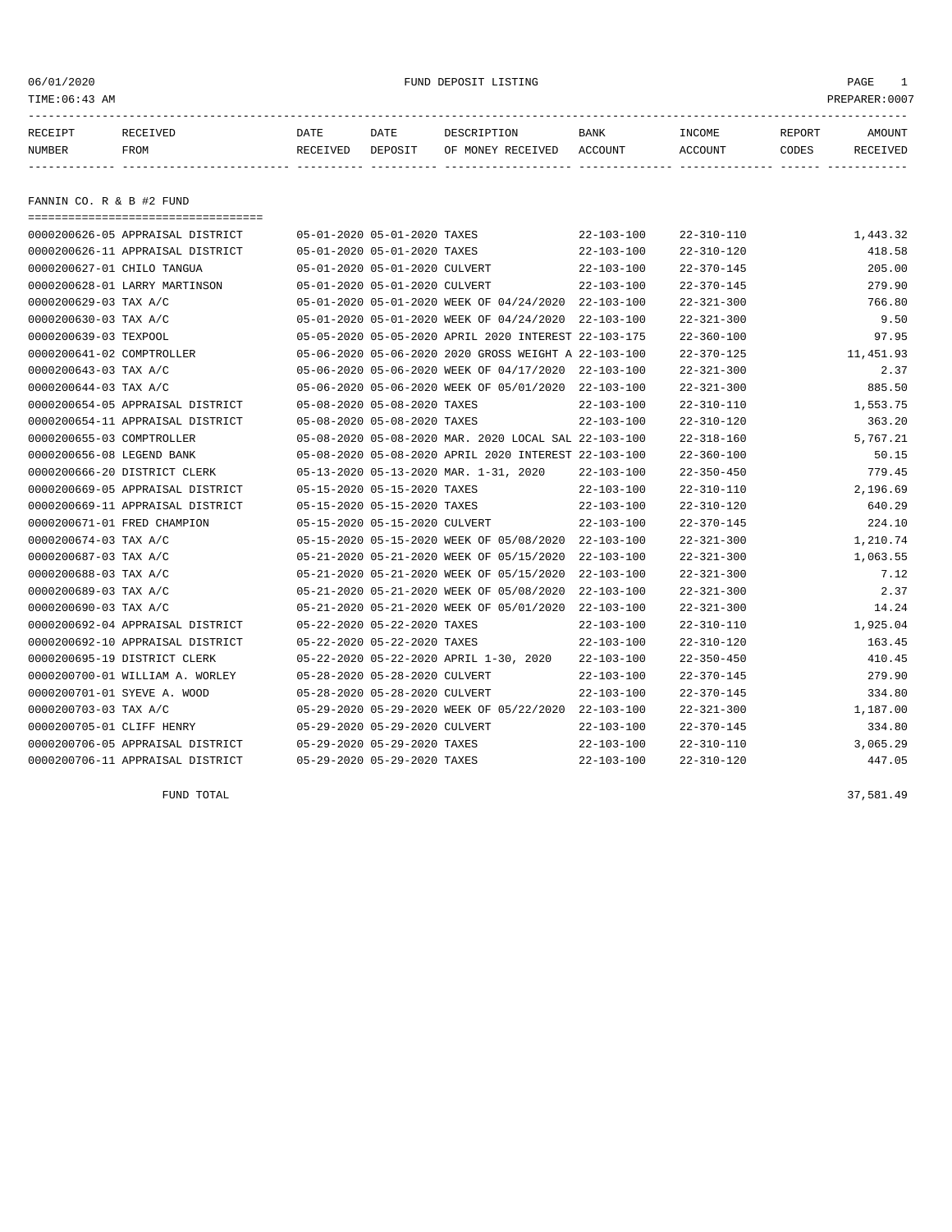06/01/2020 FUND DEPOSIT LISTING

TIME:06:43 AM PREPARER:0007

| RECEIPT NUMBER | RECEIVED FROM | DATE RECEIVED | DATE DEPOSIT | DESCRIPTION OF MONEY RECEIVED | BANK ACCOUNT | INCOME ACCOUNT | REPORT CODES | AMOUNT RECEIVED |
|---|---|---|---|---|---|---|---|---|

## FANNIN CO. R & B #2 FUND

| RECEIPT NUMBER | RECEIVED FROM | DATE RECEIVED | DATE DEPOSIT | DESCRIPTION OF MONEY RECEIVED | BANK ACCOUNT | INCOME ACCOUNT | REPORT CODES | AMOUNT RECEIVED |
|---|---|---|---|---|---|---|---|---|
| 0000200626-05 | APPRAISAL DISTRICT | 05-01-2020 | 05-01-2020 | TAXES | 22-103-100 | 22-310-110 | | 1,443.32 |
| 0000200626-11 | APPRAISAL DISTRICT | 05-01-2020 | 05-01-2020 | TAXES | 22-103-100 | 22-310-120 | | 418.58 |
| 0000200627-01 | CHILO TANGUA | 05-01-2020 | 05-01-2020 | CULVERT | 22-103-100 | 22-370-145 | | 205.00 |
| 0000200628-01 | LARRY MARTINSON | 05-01-2020 | 05-01-2020 | CULVERT | 22-103-100 | 22-370-145 | | 279.90 |
| 0000200629-03 | TAX A/C | 05-01-2020 | 05-01-2020 | WEEK OF 04/24/2020 | 22-103-100 | 22-321-300 | | 766.80 |
| 0000200630-03 | TAX A/C | 05-01-2020 | 05-01-2020 | WEEK OF 04/24/2020 | 22-103-100 | 22-321-300 | | 9.50 |
| 0000200639-03 | TEXPOOL | 05-05-2020 | 05-05-2020 | APRIL 2020 INTEREST | 22-103-175 | 22-360-100 | | 97.95 |
| 0000200641-02 | COMPTROLLER | 05-06-2020 | 05-06-2020 | 2020 GROSS WEIGHT A | 22-103-100 | 22-370-125 | | 11,451.93 |
| 0000200643-03 | TAX A/C | 05-06-2020 | 05-06-2020 | WEEK OF 04/17/2020 | 22-103-100 | 22-321-300 | | 2.37 |
| 0000200644-03 | TAX A/C | 05-06-2020 | 05-06-2020 | WEEK OF 05/01/2020 | 22-103-100 | 22-321-300 | | 885.50 |
| 0000200654-05 | APPRAISAL DISTRICT | 05-08-2020 | 05-08-2020 | TAXES | 22-103-100 | 22-310-110 | | 1,553.75 |
| 0000200654-11 | APPRAISAL DISTRICT | 05-08-2020 | 05-08-2020 | TAXES | 22-103-100 | 22-310-120 | | 363.20 |
| 0000200655-03 | COMPTROLLER | 05-08-2020 | 05-08-2020 | MAR. 2020 LOCAL SAL | 22-103-100 | 22-318-160 | | 5,767.21 |
| 0000200656-08 | LEGEND BANK | 05-08-2020 | 05-08-2020 | APRIL 2020 INTEREST | 22-103-100 | 22-360-100 | | 50.15 |
| 0000200666-20 | DISTRICT CLERK | 05-13-2020 | 05-13-2020 | MAR. 1-31, 2020 | 22-103-100 | 22-350-450 | | 779.45 |
| 0000200669-05 | APPRAISAL DISTRICT | 05-15-2020 | 05-15-2020 | TAXES | 22-103-100 | 22-310-110 | | 2,196.69 |
| 0000200669-11 | APPRAISAL DISTRICT | 05-15-2020 | 05-15-2020 | TAXES | 22-103-100 | 22-310-120 | | 640.29 |
| 0000200671-01 | FRED CHAMPION | 05-15-2020 | 05-15-2020 | CULVERT | 22-103-100 | 22-370-145 | | 224.10 |
| 0000200674-03 | TAX A/C | 05-15-2020 | 05-15-2020 | WEEK OF 05/08/2020 | 22-103-100 | 22-321-300 | | 1,210.74 |
| 0000200687-03 | TAX A/C | 05-21-2020 | 05-21-2020 | WEEK OF 05/15/2020 | 22-103-100 | 22-321-300 | | 1,063.55 |
| 0000200688-03 | TAX A/C | 05-21-2020 | 05-21-2020 | WEEK OF 05/15/2020 | 22-103-100 | 22-321-300 | | 7.12 |
| 0000200689-03 | TAX A/C | 05-21-2020 | 05-21-2020 | WEEK OF 05/08/2020 | 22-103-100 | 22-321-300 | | 2.37 |
| 0000200690-03 | TAX A/C | 05-21-2020 | 05-21-2020 | WEEK OF 05/01/2020 | 22-103-100 | 22-321-300 | | 14.24 |
| 0000200692-04 | APPRAISAL DISTRICT | 05-22-2020 | 05-22-2020 | TAXES | 22-103-100 | 22-310-110 | | 1,925.04 |
| 0000200692-10 | APPRAISAL DISTRICT | 05-22-2020 | 05-22-2020 | TAXES | 22-103-100 | 22-310-120 | | 163.45 |
| 0000200695-19 | DISTRICT CLERK | 05-22-2020 | 05-22-2020 | APRIL 1-30, 2020 | 22-103-100 | 22-350-450 | | 410.45 |
| 0000200700-01 | WILLIAM A. WORLEY | 05-28-2020 | 05-28-2020 | CULVERT | 22-103-100 | 22-370-145 | | 279.90 |
| 0000200701-01 | SYEVE A. WOOD | 05-28-2020 | 05-28-2020 | CULVERT | 22-103-100 | 22-370-145 | | 334.80 |
| 0000200703-03 | TAX A/C | 05-29-2020 | 05-29-2020 | WEEK OF 05/22/2020 | 22-103-100 | 22-321-300 | | 1,187.00 |
| 0000200705-01 | CLIFF HENRY | 05-29-2020 | 05-29-2020 | CULVERT | 22-103-100 | 22-370-145 | | 334.80 |
| 0000200706-05 | APPRAISAL DISTRICT | 05-29-2020 | 05-29-2020 | TAXES | 22-103-100 | 22-310-110 | | 3,065.29 |
| 0000200706-11 | APPRAISAL DISTRICT | 05-29-2020 | 05-29-2020 | TAXES | 22-103-100 | 22-310-120 | | 447.05 |
| | FUND TOTAL | | | | | | | 37,581.49 |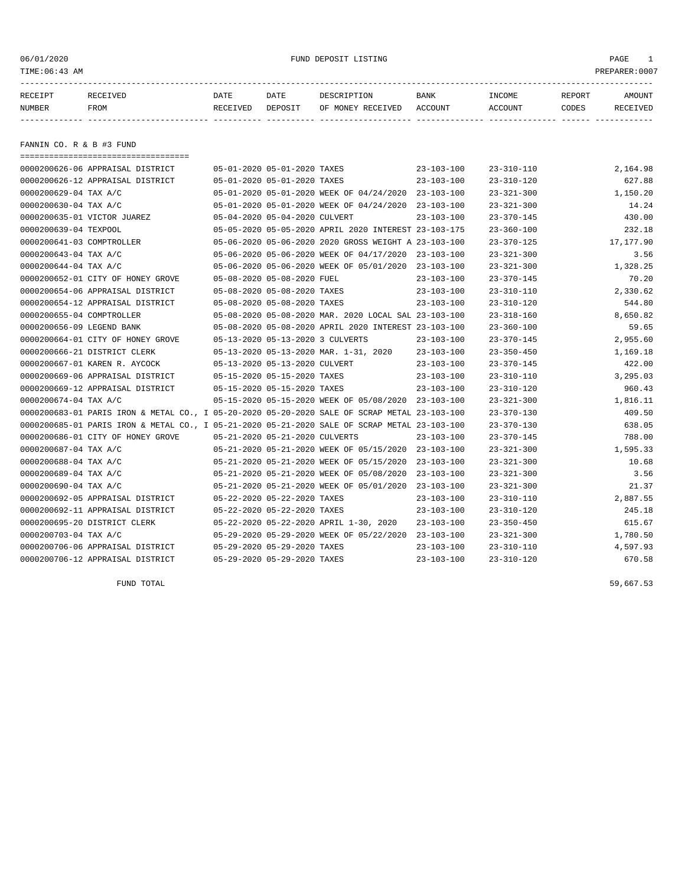06/01/2020 FUND DEPOSIT LISTING

TIME:06:43 AM PREPARER:0007

| RECEIPT NUMBER | RECEIVED FROM | DATE RECEIVED | DATE DEPOSIT | DESCRIPTION OF MONEY RECEIVED | BANK ACCOUNT | INCOME ACCOUNT | REPORT CODES | AMOUNT RECEIVED |
|---|---|---|---|---|---|---|---|---|

## FANNIN CO. R & B #3 FUND

| RECEIPT NUMBER | RECEIVED FROM | DATE RECEIVED | DATE DEPOSIT | DESCRIPTION OF MONEY RECEIVED | BANK ACCOUNT | INCOME ACCOUNT | REPORT CODES | AMOUNT RECEIVED |
|---|---|---|---|---|---|---|---|---|
| 0000200626-06 | APPRAISAL DISTRICT | 05-01-2020 | 05-01-2020 | TAXES | 23-103-100 | 23-310-110 | | 2,164.98 |
| 0000200626-12 | APPRAISAL DISTRICT | 05-01-2020 | 05-01-2020 | TAXES | 23-103-100 | 23-310-120 | | 627.88 |
| 0000200629-04 | TAX A/C | 05-01-2020 | 05-01-2020 | WEEK OF 04/24/2020 | 23-103-100 | 23-321-300 | | 1,150.20 |
| 0000200630-04 | TAX A/C | 05-01-2020 | 05-01-2020 | WEEK OF 04/24/2020 | 23-103-100 | 23-321-300 | | 14.24 |
| 0000200635-01 | VICTOR JUAREZ | 05-04-2020 | 05-04-2020 | CULVERT | 23-103-100 | 23-370-145 | | 430.00 |
| 0000200639-04 | TEXPOOL | 05-05-2020 | 05-05-2020 | APRIL 2020 INTEREST | 23-103-175 | 23-360-100 | | 232.18 |
| 0000200641-03 | COMPTROLLER | 05-06-2020 | 05-06-2020 | 2020 GROSS WEIGHT A | 23-103-100 | 23-370-125 | | 17,177.90 |
| 0000200643-04 | TAX A/C | 05-06-2020 | 05-06-2020 | WEEK OF 04/17/2020 | 23-103-100 | 23-321-300 | | 3.56 |
| 0000200644-04 | TAX A/C | 05-06-2020 | 05-06-2020 | WEEK OF 05/01/2020 | 23-103-100 | 23-321-300 | | 1,328.25 |
| 0000200652-01 | CITY OF HONEY GROVE | 05-08-2020 | 05-08-2020 | FUEL | 23-103-100 | 23-370-145 | | 70.20 |
| 0000200654-06 | APPRAISAL DISTRICT | 05-08-2020 | 05-08-2020 | TAXES | 23-103-100 | 23-310-110 | | 2,330.62 |
| 0000200654-12 | APPRAISAL DISTRICT | 05-08-2020 | 05-08-2020 | TAXES | 23-103-100 | 23-310-120 | | 544.80 |
| 0000200655-04 | COMPTROLLER | 05-08-2020 | 05-08-2020 | MAR. 2020 LOCAL SAL | 23-103-100 | 23-318-160 | | 8,650.82 |
| 0000200656-09 | LEGEND BANK | 05-08-2020 | 05-08-2020 | APRIL 2020 INTEREST | 23-103-100 | 23-360-100 | | 59.65 |
| 0000200664-01 | CITY OF HONEY GROVE | 05-13-2020 | 05-13-2020 | 3 CULVERTS | 23-103-100 | 23-370-145 | | 2,955.60 |
| 0000200666-21 | DISTRICT CLERK | 05-13-2020 | 05-13-2020 | MAR. 1-31, 2020 | 23-103-100 | 23-350-450 | | 1,169.18 |
| 0000200667-01 | KAREN R. AYCOCK | 05-13-2020 | 05-13-2020 | CULVERT | 23-103-100 | 23-370-145 | | 422.00 |
| 0000200669-06 | APPRAISAL DISTRICT | 05-15-2020 | 05-15-2020 | TAXES | 23-103-100 | 23-310-110 | | 3,295.03 |
| 0000200669-12 | APPRAISAL DISTRICT | 05-15-2020 | 05-15-2020 | TAXES | 23-103-100 | 23-310-120 | | 960.43 |
| 0000200674-04 | TAX A/C | 05-15-2020 | 05-15-2020 | WEEK OF 05/08/2020 | 23-103-100 | 23-321-300 | | 1,816.11 |
| 0000200683-01 | PARIS IRON & METAL CO., I | 05-20-2020 | 05-20-2020 | SALE OF SCRAP METAL | 23-103-100 | 23-370-130 | | 409.50 |
| 0000200685-01 | PARIS IRON & METAL CO., I | 05-21-2020 | 05-21-2020 | SALE OF SCRAP METAL | 23-103-100 | 23-370-130 | | 638.05 |
| 0000200686-01 | CITY OF HONEY GROVE | 05-21-2020 | 05-21-2020 | CULVERTS | 23-103-100 | 23-370-145 | | 788.00 |
| 0000200687-04 | TAX A/C | 05-21-2020 | 05-21-2020 | WEEK OF 05/15/2020 | 23-103-100 | 23-321-300 | | 1,595.33 |
| 0000200688-04 | TAX A/C | 05-21-2020 | 05-21-2020 | WEEK OF 05/15/2020 | 23-103-100 | 23-321-300 | | 10.68 |
| 0000200689-04 | TAX A/C | 05-21-2020 | 05-21-2020 | WEEK OF 05/08/2020 | 23-103-100 | 23-321-300 | | 3.56 |
| 0000200690-04 | TAX A/C | 05-21-2020 | 05-21-2020 | WEEK OF 05/01/2020 | 23-103-100 | 23-321-300 | | 21.37 |
| 0000200692-05 | APPRAISAL DISTRICT | 05-22-2020 | 05-22-2020 | TAXES | 23-103-100 | 23-310-110 | | 2,887.55 |
| 0000200692-11 | APPRAISAL DISTRICT | 05-22-2020 | 05-22-2020 | TAXES | 23-103-100 | 23-310-120 | | 245.18 |
| 0000200695-20 | DISTRICT CLERK | 05-22-2020 | 05-22-2020 | APRIL 1-30, 2020 | 23-103-100 | 23-350-450 | | 615.67 |
| 0000200703-04 | TAX A/C | 05-29-2020 | 05-29-2020 | WEEK OF 05/22/2020 | 23-103-100 | 23-321-300 | | 1,780.50 |
| 0000200706-06 | APPRAISAL DISTRICT | 05-29-2020 | 05-29-2020 | TAXES | 23-103-100 | 23-310-110 | | 4,597.93 |
| 0000200706-12 | APPRAISAL DISTRICT | 05-29-2020 | 05-29-2020 | TAXES | 23-103-100 | 23-310-120 | | 670.58 |
| | FUND TOTAL | | | | | | | 59,667.53 |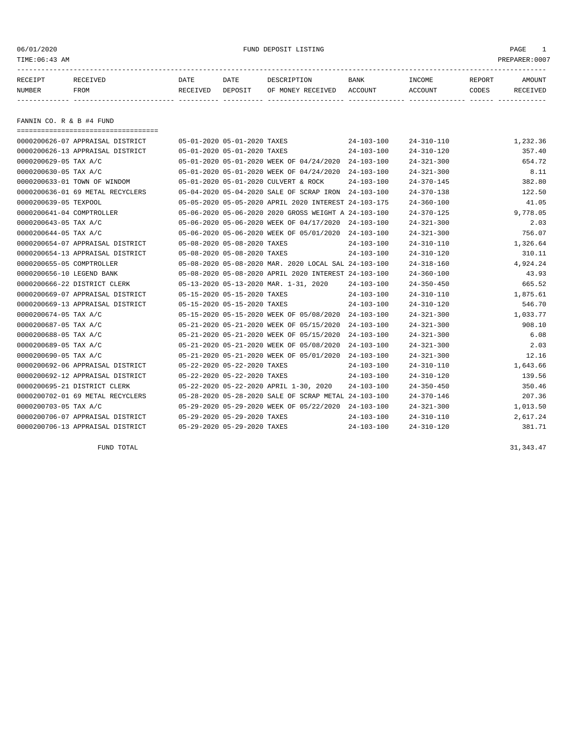# FUND DEPOSIT LISTING

06/01/2020
TIME:06:43 AM
PREPARER:0007

| RECEIPT NUMBER | RECEIVED FROM | DATE RECEIVED | DATE DEPOSIT | DESCRIPTION OF MONEY RECEIVED | BANK ACCOUNT | INCOME ACCOUNT | REPORT CODES | AMOUNT RECEIVED |
|---|---|---|---|---|---|---|---|---|

## FANNIN CO. R & B #4 FUND

| RECEIPT NUMBER | RECEIVED FROM | DATE RECEIVED | DATE DEPOSIT | DESCRIPTION OF MONEY RECEIVED | BANK ACCOUNT | INCOME ACCOUNT | REPORT CODES | AMOUNT RECEIVED |
|---|---|---|---|---|---|---|---|---|
| 0000200626-07 | APPRAISAL DISTRICT | 05-01-2020 | 05-01-2020 | TAXES | 24-103-100 | 24-310-110 | | 1,232.36 |
| 0000200626-13 | APPRAISAL DISTRICT | 05-01-2020 | 05-01-2020 | TAXES | 24-103-100 | 24-310-120 | | 357.40 |
| 0000200629-05 | TAX A/C | 05-01-2020 | 05-01-2020 | WEEK OF 04/24/2020 | 24-103-100 | 24-321-300 | | 654.72 |
| 0000200630-05 | TAX A/C | 05-01-2020 | 05-01-2020 | WEEK OF 04/24/2020 | 24-103-100 | 24-321-300 | | 8.11 |
| 0000200633-01 | TOWN OF WINDOM | 05-01-2020 | 05-01-2020 | CULVERT & ROCK | 24-103-100 | 24-370-145 | | 382.80 |
| 0000200636-01 | 69 METAL RECYCLERS | 05-04-2020 | 05-04-2020 | SALE OF SCRAP IRON | 24-103-100 | 24-370-138 | | 122.50 |
| 0000200639-05 | TEXPOOL | 05-05-2020 | 05-05-2020 | APRIL 2020 INTEREST | 24-103-175 | 24-360-100 | | 41.05 |
| 0000200641-04 | COMPTROLLER | 05-06-2020 | 05-06-2020 | 2020 GROSS WEIGHT A | 24-103-100 | 24-370-125 | | 9,778.05 |
| 0000200643-05 | TAX A/C | 05-06-2020 | 05-06-2020 | WEEK OF 04/17/2020 | 24-103-100 | 24-321-300 | | 2.03 |
| 0000200644-05 | TAX A/C | 05-06-2020 | 05-06-2020 | WEEK OF 05/01/2020 | 24-103-100 | 24-321-300 | | 756.07 |
| 0000200654-07 | APPRAISAL DISTRICT | 05-08-2020 | 05-08-2020 | TAXES | 24-103-100 | 24-310-110 | | 1,326.64 |
| 0000200654-13 | APPRAISAL DISTRICT | 05-08-2020 | 05-08-2020 | TAXES | 24-103-100 | 24-310-120 | | 310.11 |
| 0000200655-05 | COMPTROLLER | 05-08-2020 | 05-08-2020 | MAR. 2020 LOCAL SAL | 24-103-100 | 24-318-160 | | 4,924.24 |
| 0000200656-10 | LEGEND BANK | 05-08-2020 | 05-08-2020 | APRIL 2020 INTEREST | 24-103-100 | 24-360-100 | | 43.93 |
| 0000200666-22 | DISTRICT CLERK | 05-13-2020 | 05-13-2020 | MAR. 1-31, 2020 | 24-103-100 | 24-350-450 | | 665.52 |
| 0000200669-07 | APPRAISAL DISTRICT | 05-15-2020 | 05-15-2020 | TAXES | 24-103-100 | 24-310-110 | | 1,875.61 |
| 0000200669-13 | APPRAISAL DISTRICT | 05-15-2020 | 05-15-2020 | TAXES | 24-103-100 | 24-310-120 | | 546.70 |
| 0000200674-05 | TAX A/C | 05-15-2020 | 05-15-2020 | WEEK OF 05/08/2020 | 24-103-100 | 24-321-300 | | 1,033.77 |
| 0000200687-05 | TAX A/C | 05-21-2020 | 05-21-2020 | WEEK OF 05/15/2020 | 24-103-100 | 24-321-300 | | 908.10 |
| 0000200688-05 | TAX A/C | 05-21-2020 | 05-21-2020 | WEEK OF 05/15/2020 | 24-103-100 | 24-321-300 | | 6.08 |
| 0000200689-05 | TAX A/C | 05-21-2020 | 05-21-2020 | WEEK OF 05/08/2020 | 24-103-100 | 24-321-300 | | 2.03 |
| 0000200690-05 | TAX A/C | 05-21-2020 | 05-21-2020 | WEEK OF 05/01/2020 | 24-103-100 | 24-321-300 | | 12.16 |
| 0000200692-06 | APPRAISAL DISTRICT | 05-22-2020 | 05-22-2020 | TAXES | 24-103-100 | 24-310-110 | | 1,643.66 |
| 0000200692-12 | APPRAISAL DISTRICT | 05-22-2020 | 05-22-2020 | TAXES | 24-103-100 | 24-310-120 | | 139.56 |
| 0000200695-21 | DISTRICT CLERK | 05-22-2020 | 05-22-2020 | APRIL 1-30, 2020 | 24-103-100 | 24-350-450 | | 350.46 |
| 0000200702-01 | 69 METAL RECYCLERS | 05-28-2020 | 05-28-2020 | SALE OF SCRAP METAL | 24-103-100 | 24-370-146 | | 207.36 |
| 0000200703-05 | TAX A/C | 05-29-2020 | 05-29-2020 | WEEK OF 05/22/2020 | 24-103-100 | 24-321-300 | | 1,013.50 |
| 0000200706-07 | APPRAISAL DISTRICT | 05-29-2020 | 05-29-2020 | TAXES | 24-103-100 | 24-310-110 | | 2,617.24 |
| 0000200706-13 | APPRAISAL DISTRICT | 05-29-2020 | 05-29-2020 | TAXES | 24-103-100 | 24-310-120 | | 381.71 |
| | FUND TOTAL | | | | | | | 31,343.47 |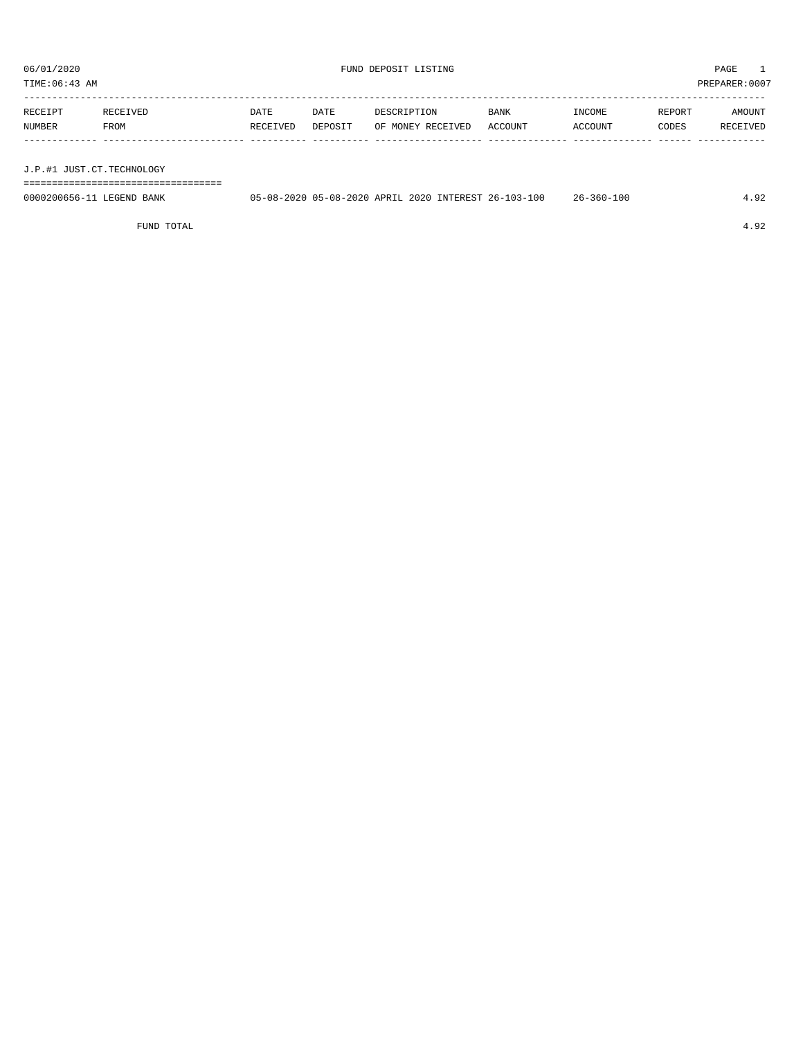06/01/2020 FUND DEPOSIT LISTING PAGE 1
TIME:06:43 AM PREPARER:0007

| RECEIPT NUMBER | RECEIVED FROM | DATE RECEIVED | DATE DEPOSIT | DESCRIPTION OF MONEY RECEIVED | BANK ACCOUNT | INCOME ACCOUNT | REPORT CODES | AMOUNT RECEIVED |
|---|---|---|---|---|---|---|---|---|
| J.P.#1 JUST.CT.TECHNOLOGY | | | | | | | | |
| 0000200656-11 | LEGEND BANK | 05-08-2020 | 05-08-2020 | APRIL 2020 INTEREST | 26-103-100 | 26-360-100 | | 4.92 |
| | FUND TOTAL | | | | | | | 4.92 |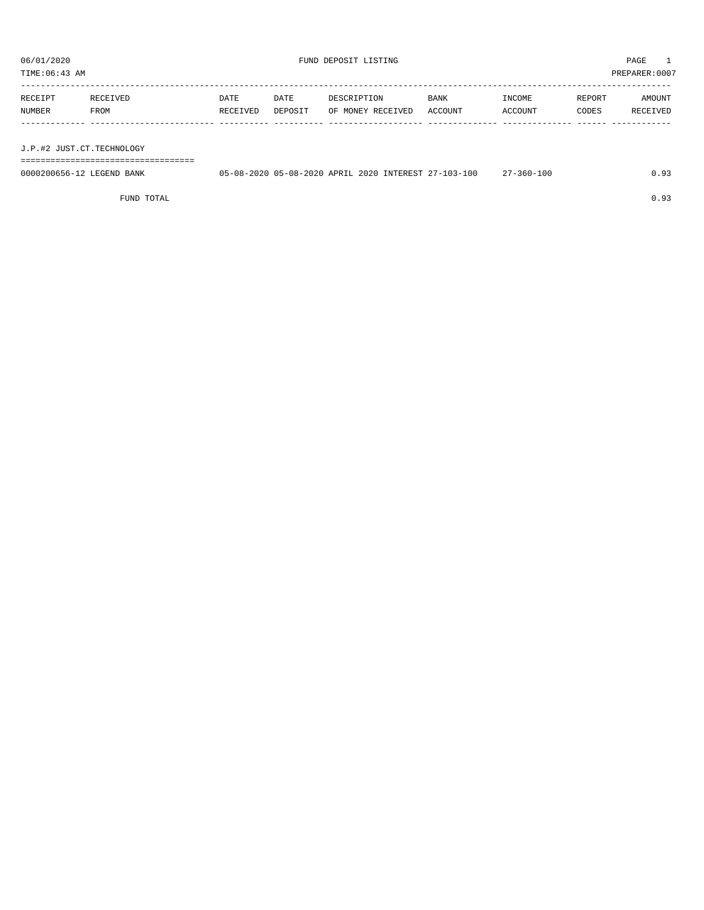06/01/2020 FUND DEPOSIT LISTING PAGE 1

TIME:06:43 AM PREPARER:0007

| RECEIPT NUMBER | RECEIVED FROM | DATE RECEIVED | DATE DEPOSIT | DESCRIPTION OF MONEY RECEIVED | BANK ACCOUNT | INCOME ACCOUNT | REPORT CODES | AMOUNT RECEIVED |
|---|---|---|---|---|---|---|---|---|
| **J.P.#2 JUST.CT.TECHNOLOGY** | | | | | | | | |
| 0000200656-12 | LEGEND BANK | 05-08-2020 | 05-08-2020 | APRIL 2020 INTEREST | 27-103-100 | 27-360-100 | | 0.93 |
| | FUND TOTAL | | | | | | | 0.93 |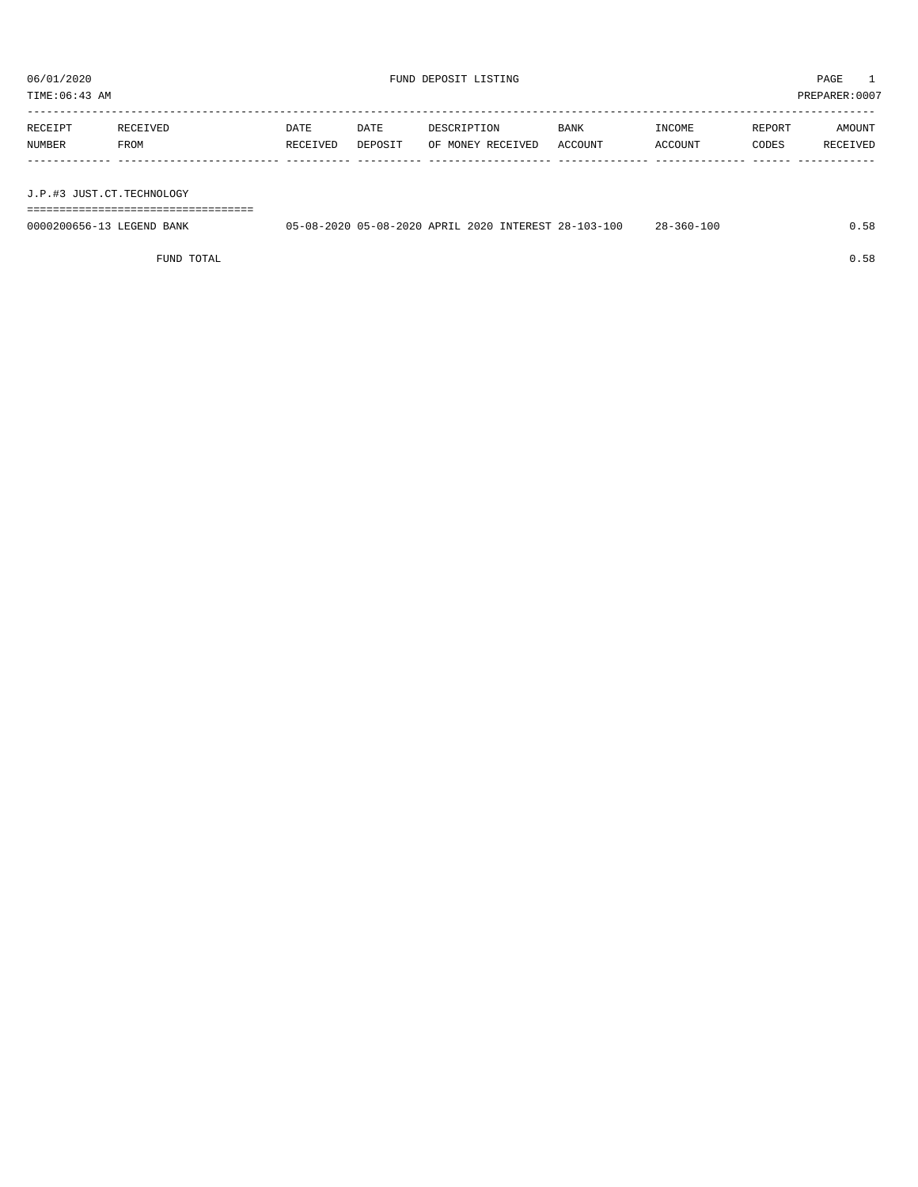06/01/2020 FUND DEPOSIT LISTING PAGE 1

TIME:06:43 AM PREPARER:0007

| RECEIPT NUMBER | RECEIVED FROM | DATE RECEIVED | DATE DEPOSIT | DESCRIPTION OF MONEY RECEIVED | BANK ACCOUNT | INCOME ACCOUNT | REPORT CODES | AMOUNT RECEIVED |
|---|---|---|---|---|---|---|---|---|
| **J.P.#3 JUST.CT.TECHNOLOGY** | | | | | | | | |
| 0000200656-13 | LEGEND BANK | 05-08-2020 | 05-08-2020 | APRIL 2020 INTEREST | 28-103-100 | 28-360-100 | | 0.58 |
| | FUND TOTAL | | | | | | | 0.58 |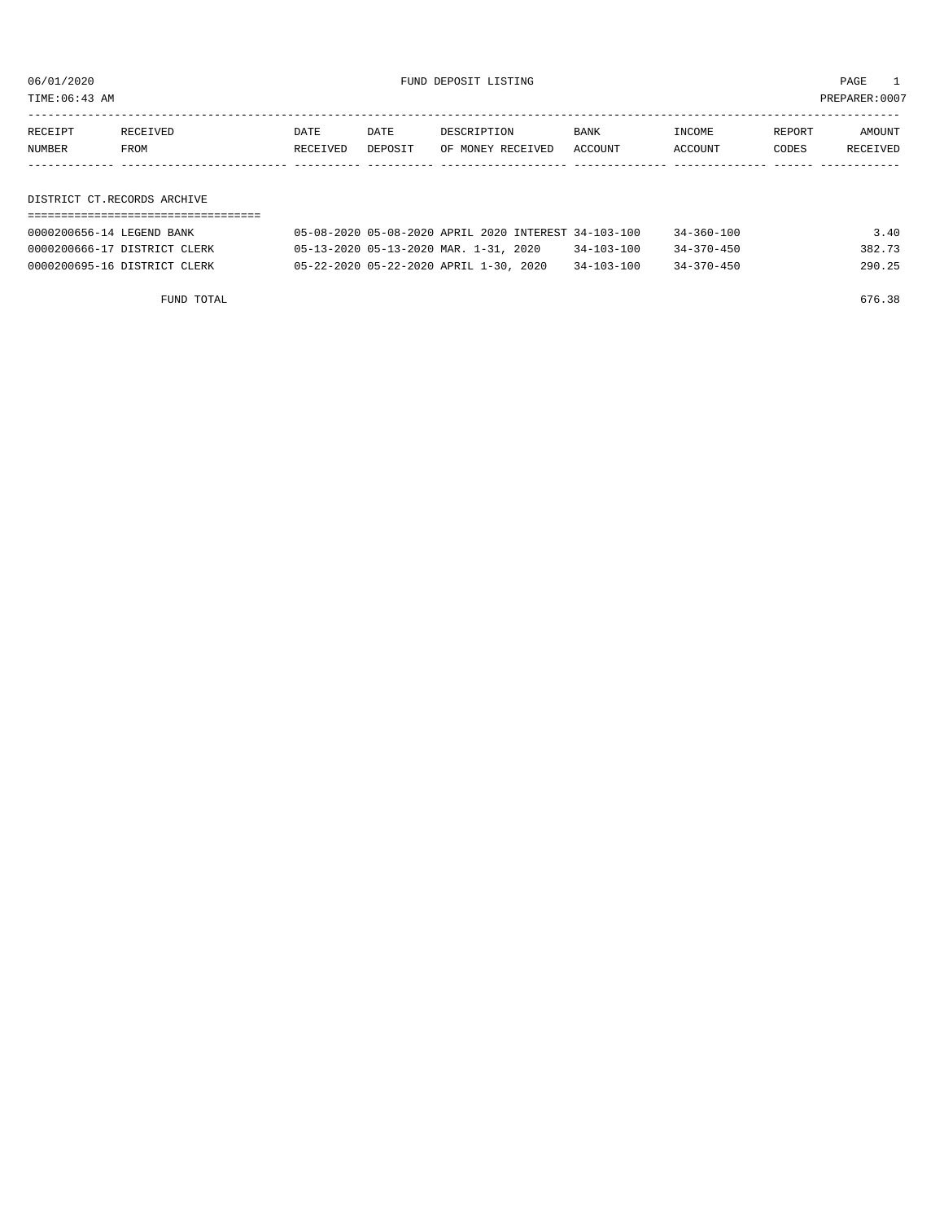06/01/2020 FUND DEPOSIT LISTING PAGE 1

TIME:06:43 AM PREPARER:0007

## DISTRICT CT.RECORDS ARCHIVE

| RECEIPT NUMBER | RECEIVED FROM | DATE RECEIVED | DATE DEPOSIT | DESCRIPTION OF MONEY RECEIVED | BANK ACCOUNT | INCOME ACCOUNT | REPORT CODES | AMOUNT RECEIVED |
|---|---|---|---|---|---|---|---|---|
| 0000200656-14 | LEGEND BANK | 05-08-2020 | 05-08-2020 | APRIL 2020 INTEREST | 34-103-100 | 34-360-100 | | 3.40 |
| 0000200666-17 | DISTRICT CLERK | 05-13-2020 | 05-13-2020 | MAR. 1-31, 2020 | 34-103-100 | 34-370-450 | | 382.73 |
| 0000200695-16 | DISTRICT CLERK | 05-22-2020 | 05-22-2020 | APRIL 1-30, 2020 | 34-103-100 | 34-370-450 | | 290.25 |
| | FUND TOTAL | | | | | | | 676.38 |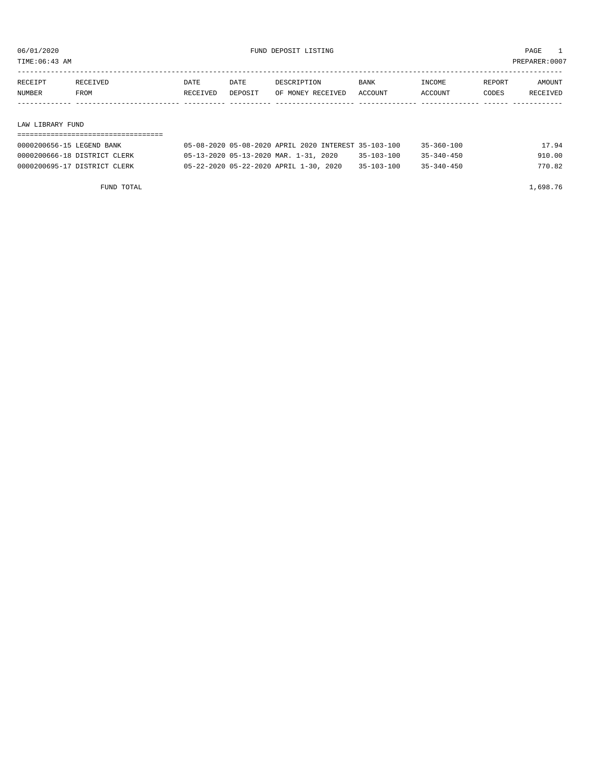06/01/2020 FUND DEPOSIT LISTING PAGE 1

TIME:06:43 AM PREPARER:0007

| RECEIPT NUMBER | RECEIVED FROM | DATE RECEIVED | DATE DEPOSIT | DESCRIPTION OF MONEY RECEIVED | BANK ACCOUNT | INCOME ACCOUNT | REPORT CODES | AMOUNT RECEIVED |
|---|---|---|---|---|---|---|---|---|
| **LAW LIBRARY FUND** | | | | | | | | |
| 0000200656-15 | LEGEND BANK | 05-08-2020 | 05-08-2020 | APRIL 2020 INTEREST | 35-103-100 | 35-360-100 | | 17.94 |
| 0000200666-18 | DISTRICT CLERK | 05-13-2020 | 05-13-2020 | MAR. 1-31, 2020 | 35-103-100 | 35-340-450 | | 910.00 |
| 0000200695-17 | DISTRICT CLERK | 05-22-2020 | 05-22-2020 | APRIL 1-30, 2020 | 35-103-100 | 35-340-450 | | 770.82 |
| | FUND TOTAL | | | | | | | 1,698.76 |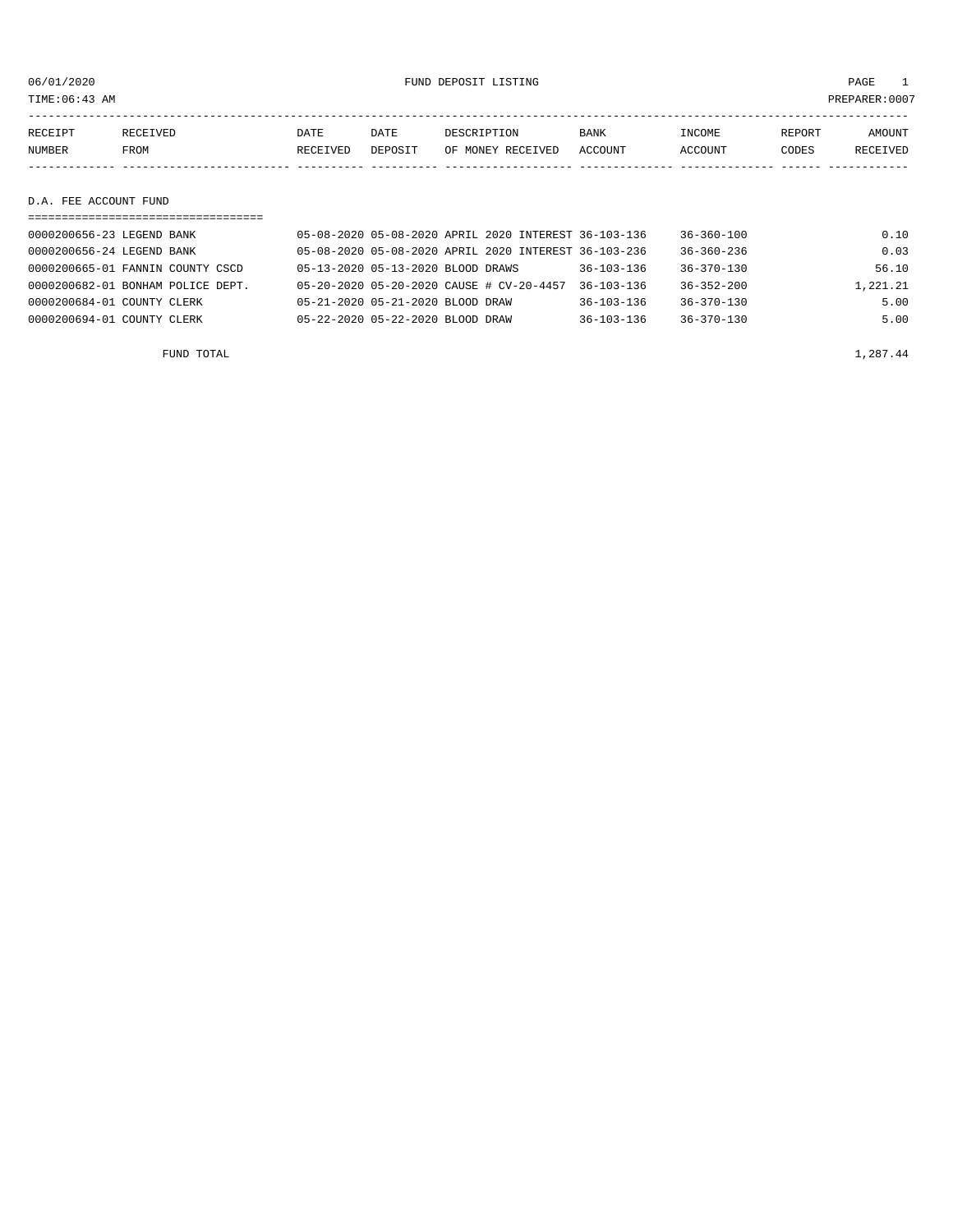06/01/2020 FUND DEPOSIT LISTING

TIME:06:43 AM PREPARER:0007

| RECEIPT NUMBER | RECEIVED FROM | DATE RECEIVED | DATE DEPOSIT | DESCRIPTION OF MONEY RECEIVED | BANK ACCOUNT | INCOME ACCOUNT | REPORT CODES | AMOUNT RECEIVED |
|---|---|---|---|---|---|---|---|---|

## D.A. FEE ACCOUNT FUND

| RECEIPT NUMBER | RECEIVED FROM | DATE RECEIVED | DATE DEPOSIT | DESCRIPTION OF MONEY RECEIVED | BANK ACCOUNT | INCOME ACCOUNT | REPORT CODES | AMOUNT RECEIVED |
|---|---|---|---|---|---|---|---|---|
| 0000200656-23 | LEGEND BANK | 05-08-2020 | 05-08-2020 | APRIL 2020 INTEREST | 36-103-136 | 36-360-100 | | 0.10 |
| 0000200656-24 | LEGEND BANK | 05-08-2020 | 05-08-2020 | APRIL 2020 INTEREST | 36-103-236 | 36-360-236 | | 0.03 |
| 0000200665-01 | FANNIN COUNTY CSCD | 05-13-2020 | 05-13-2020 | BLOOD DRAWS | 36-103-136 | 36-370-130 | | 56.10 |
| 0000200682-01 | BONHAM POLICE DEPT. | 05-20-2020 | 05-20-2020 | CAUSE # CV-20-4457 | 36-103-136 | 36-352-200 | | 1,221.21 |
| 0000200684-01 | COUNTY CLERK | 05-21-2020 | 05-21-2020 | BLOOD DRAW | 36-103-136 | 36-370-130 | | 5.00 |
| 0000200694-01 | COUNTY CLERK | 05-22-2020 | 05-22-2020 | BLOOD DRAW | 36-103-136 | 36-370-130 | | 5.00 |
| | FUND TOTAL | | | | | | | 1,287.44 |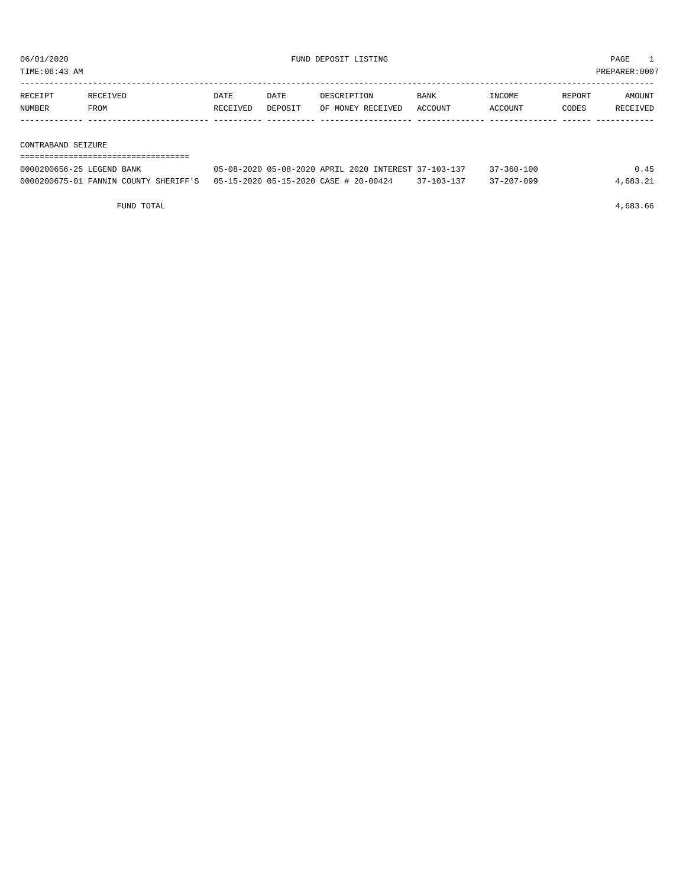06/01/2020 FUND DEPOSIT LISTING PAGE 1

TIME:06:43 AM PREPARER:0007

| RECEIPT NUMBER | RECEIVED FROM | DATE RECEIVED | DATE DEPOSIT | DESCRIPTION OF MONEY RECEIVED | BANK ACCOUNT | INCOME ACCOUNT | REPORT CODES | AMOUNT RECEIVED |
|---|---|---|---|---|---|---|---|---|

## CONTRABAND SEIZURE

| RECEIPT NUMBER | RECEIVED FROM | DATE RECEIVED | DATE DEPOSIT | DESCRIPTION OF MONEY RECEIVED | BANK ACCOUNT | INCOME ACCOUNT | REPORT CODES | AMOUNT RECEIVED |
|---|---|---|---|---|---|---|---|---|
| 0000200656-25 | LEGEND BANK | 05-08-2020 | 05-08-2020 | APRIL 2020 INTEREST | 37-103-137 | 37-360-100 | | 0.45 |
| 0000200675-01 | FANNIN COUNTY SHERIFF'S | 05-15-2020 | 05-15-2020 | CASE # 20-00424 | 37-103-137 | 37-207-099 | | 4,683.21 |
| | FUND TOTAL | | | | | | | 4,683.66 |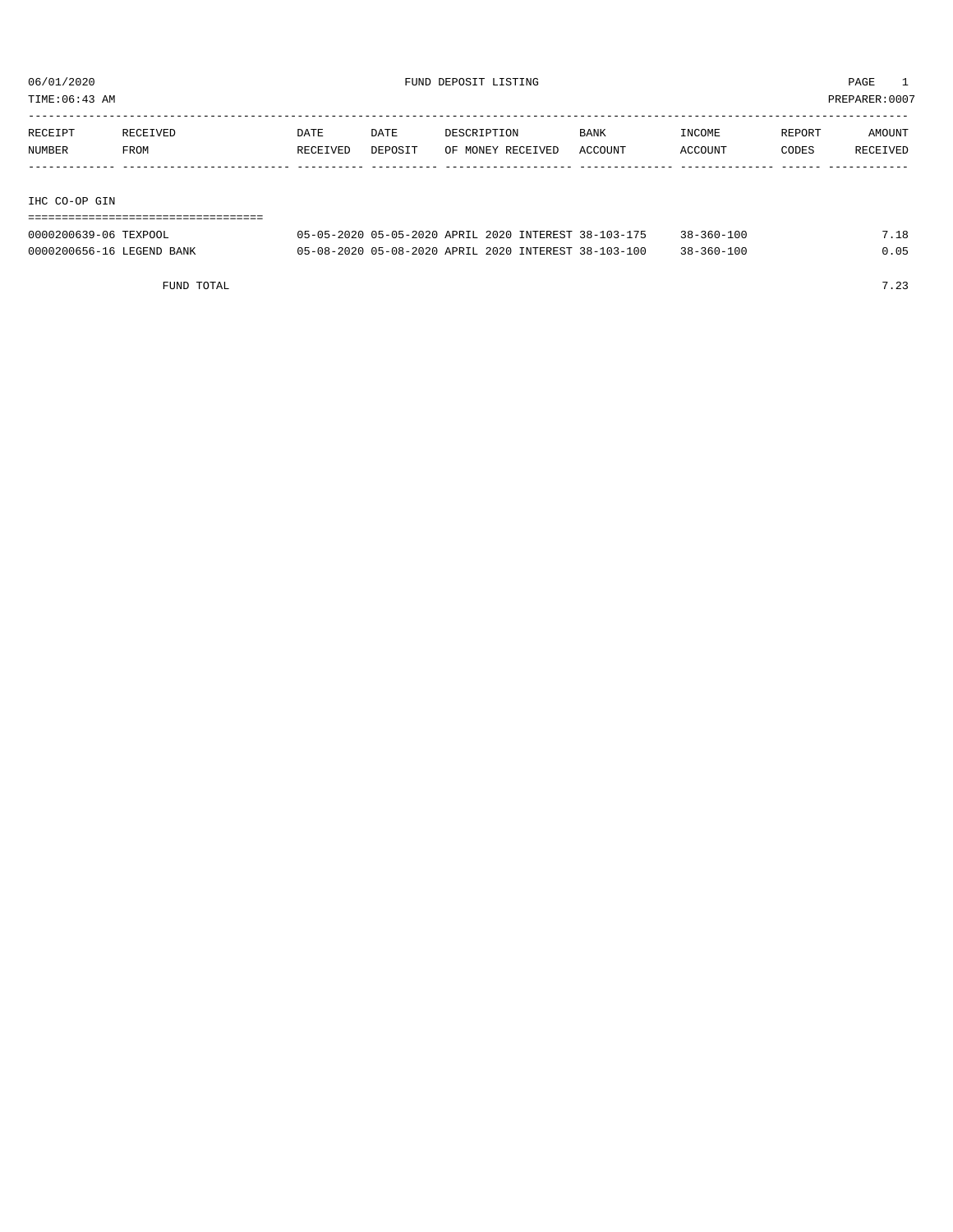06/01/2020 FUND DEPOSIT LISTING

TIME:06:43 AM PREPARER:0007

| RECEIPT NUMBER | RECEIVED FROM | DATE RECEIVED | DATE DEPOSIT | DESCRIPTION OF MONEY RECEIVED | BANK ACCOUNT | INCOME ACCOUNT | REPORT CODES | AMOUNT RECEIVED |
|---|---|---|---|---|---|---|---|---|
| **IHC CO-OP GIN** | | | | | | | | |
| 0000200639-06 | TEXPOOL | 05-05-2020 | 05-05-2020 | APRIL 2020 INTEREST | 38-103-175 | 38-360-100 | | 7.18 |
| 0000200656-16 | LEGEND BANK | 05-08-2020 | 05-08-2020 | APRIL 2020 INTEREST | 38-103-100 | 38-360-100 | | 0.05 |
| | FUND TOTAL | | | | | | | 7.23 |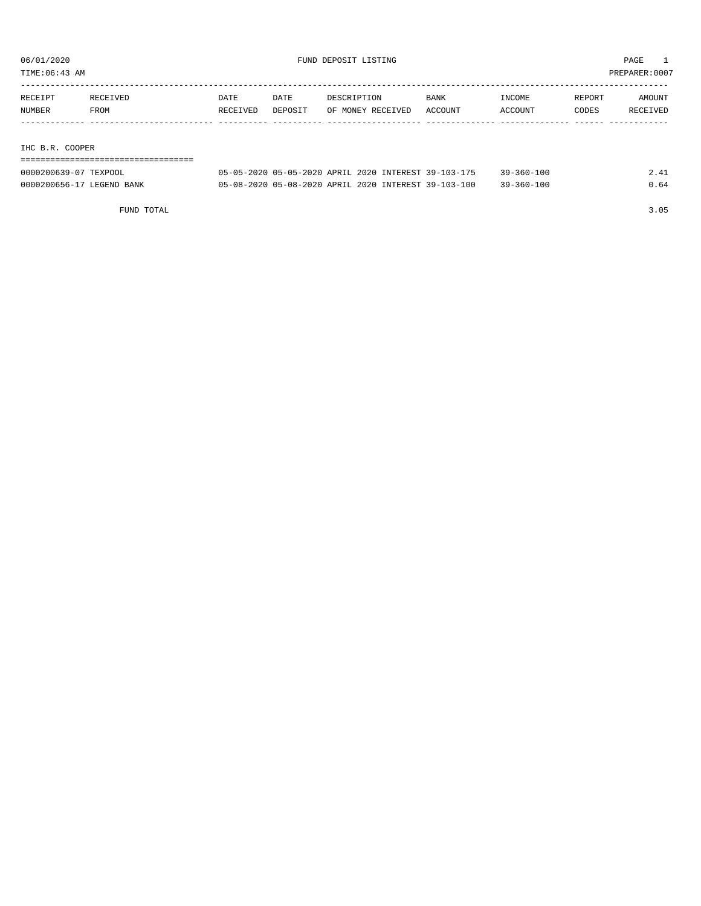06/01/2020 FUND DEPOSIT LISTING

TIME:06:43 AM PREPARER:0007

| RECEIPT NUMBER | RECEIVED FROM | DATE RECEIVED | DATE DEPOSIT | DESCRIPTION OF MONEY RECEIVED | BANK ACCOUNT | INCOME ACCOUNT | REPORT CODES | AMOUNT RECEIVED |
|---|---|---|---|---|---|---|---|---|

## IHC B.R. COOPER

| RECEIPT NUMBER | RECEIVED FROM | DATE RECEIVED | DATE DEPOSIT | DESCRIPTION OF MONEY RECEIVED | BANK ACCOUNT | INCOME ACCOUNT | REPORT CODES | AMOUNT RECEIVED |
|---|---|---|---|---|---|---|---|---|
| 0000200639-07 | TEXPOOL | 05-05-2020 | 05-05-2020 | APRIL 2020 INTEREST | 39-103-175 | 39-360-100 | | 2.41 |
| 0000200656-17 | LEGEND BANK | 05-08-2020 | 05-08-2020 | APRIL 2020 INTEREST | 39-103-100 | 39-360-100 | | 0.64 |
| | FUND TOTAL | | | | | | | 3.05 |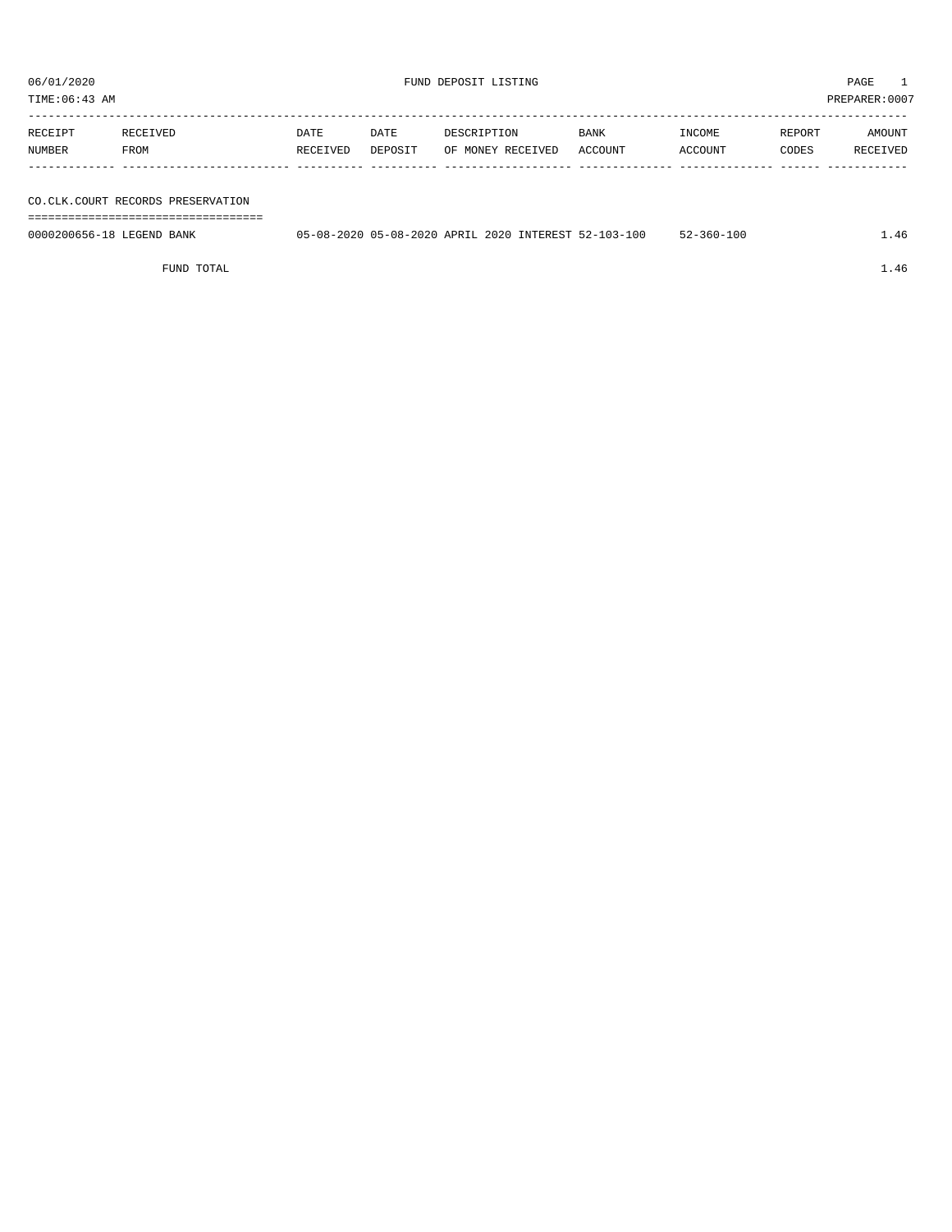06/01/2020 FUND DEPOSIT LISTING PAGE 1

TIME:06:43 AM PREPARER:0007

| RECEIPT NUMBER | RECEIVED FROM | DATE RECEIVED | DATE DEPOSIT | DESCRIPTION OF MONEY RECEIVED | BANK ACCOUNT | INCOME ACCOUNT | REPORT CODES | AMOUNT RECEIVED |
|---|---|---|---|---|---|---|---|---|
| **CO.CLK.COURT RECORDS PRESERVATION** | | | | | | | | |
| 0000200656-18 | LEGEND BANK | 05-08-2020 | 05-08-2020 | APRIL 2020 INTEREST | 52-103-100 | 52-360-100 | | 1.46 |
| | FUND TOTAL | | | | | | | 1.46 |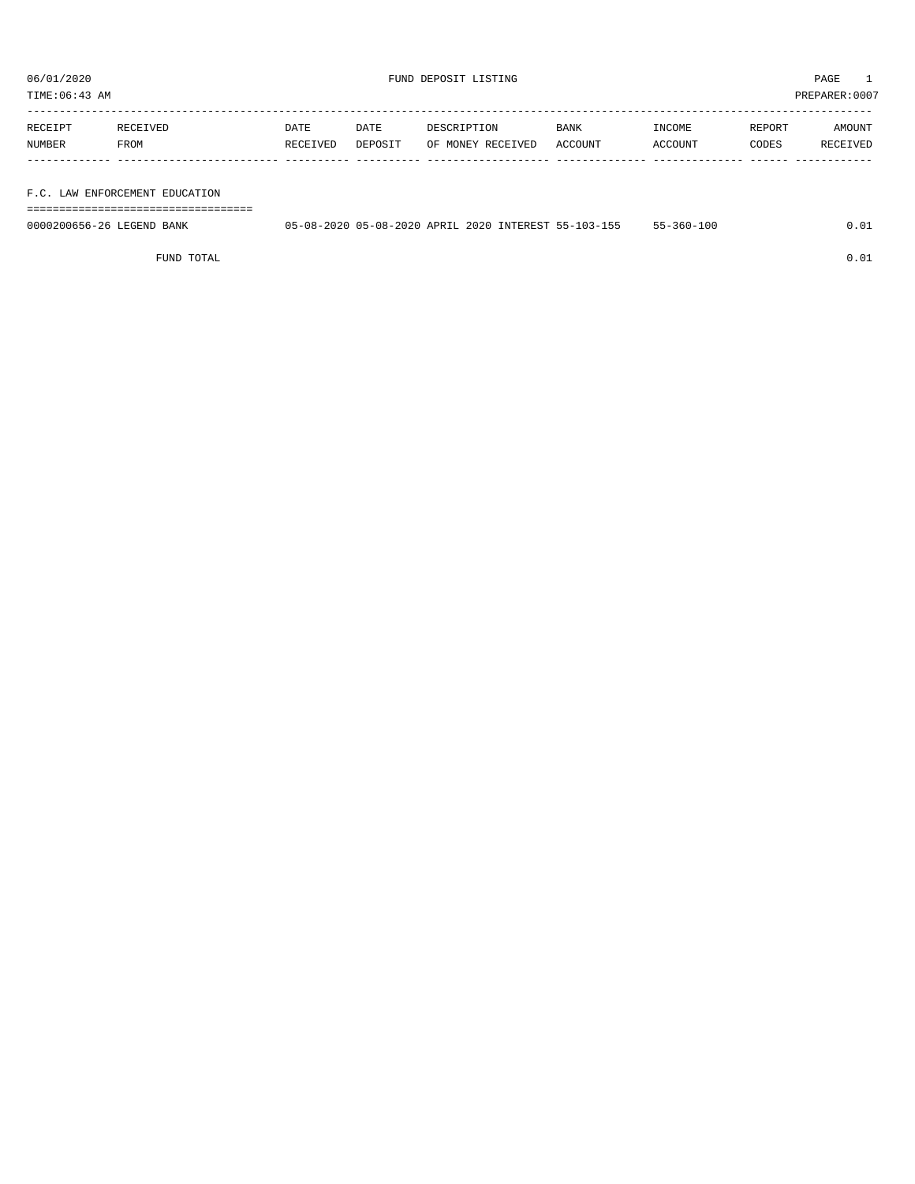06/01/2020 FUND DEPOSIT LISTING

TIME:06:43 AM PREPARER:0007

| RECEIPT NUMBER | RECEIVED FROM | DATE RECEIVED | DATE DEPOSIT | DESCRIPTION OF MONEY RECEIVED | BANK ACCOUNT | INCOME ACCOUNT | REPORT CODES | AMOUNT RECEIVED |
|---|---|---|---|---|---|---|---|---|
| **F.C. LAW ENFORCEMENT EDUCATION** | | | | | | | | |
| 0000200656-26 | LEGEND BANK | 05-08-2020 | 05-08-2020 | APRIL 2020 INTEREST | 55-103-155 | 55-360-100 | | 0.01 |
| | FUND TOTAL | | | | | | | 0.01 |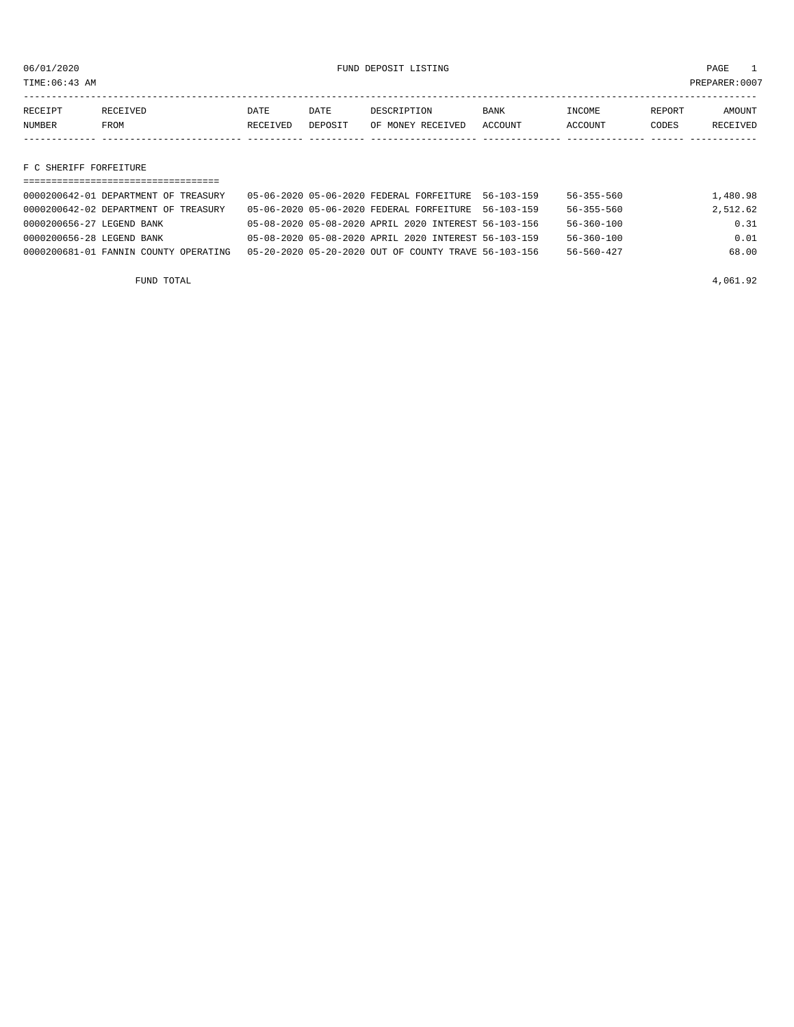06/01/2020 FUND DEPOSIT LISTING

TIME:06:43 AM PREPARER:0007

| RECEIPT NUMBER | RECEIVED FROM | DATE RECEIVED | DATE DEPOSIT | DESCRIPTION OF MONEY RECEIVED | BANK ACCOUNT | INCOME ACCOUNT | REPORT CODES | AMOUNT RECEIVED |
|---|---|---|---|---|---|---|---|---|

## F C SHERIFF FORFEITURE

| RECEIPT NUMBER | RECEIVED FROM | DATE RECEIVED | DATE DEPOSIT | DESCRIPTION OF MONEY RECEIVED | BANK ACCOUNT | INCOME ACCOUNT | REPORT CODES | AMOUNT RECEIVED |
|---|---|---|---|---|---|---|---|---|
| 0000200642-01 | DEPARTMENT OF TREASURY | 05-06-2020 | 05-06-2020 | FEDERAL FORFEITURE | 56-103-159 | 56-355-560 | | 1,480.98 |
| 0000200642-02 | DEPARTMENT OF TREASURY | 05-06-2020 | 05-06-2020 | FEDERAL FORFEITURE | 56-103-159 | 56-355-560 | | 2,512.62 |
| 0000200656-27 | LEGEND BANK | 05-08-2020 | 05-08-2020 | APRIL 2020 INTEREST | 56-103-156 | 56-360-100 | | 0.31 |
| 0000200656-28 | LEGEND BANK | 05-08-2020 | 05-08-2020 | APRIL 2020 INTEREST | 56-103-159 | 56-360-100 | | 0.01 |
| 0000200681-01 | FANNIN COUNTY OPERATING | 05-20-2020 | 05-20-2020 | OUT OF COUNTY TRAVE | 56-103-156 | 56-560-427 | | 68.00 |
| | FUND TOTAL | | | | | | | 4,061.92 |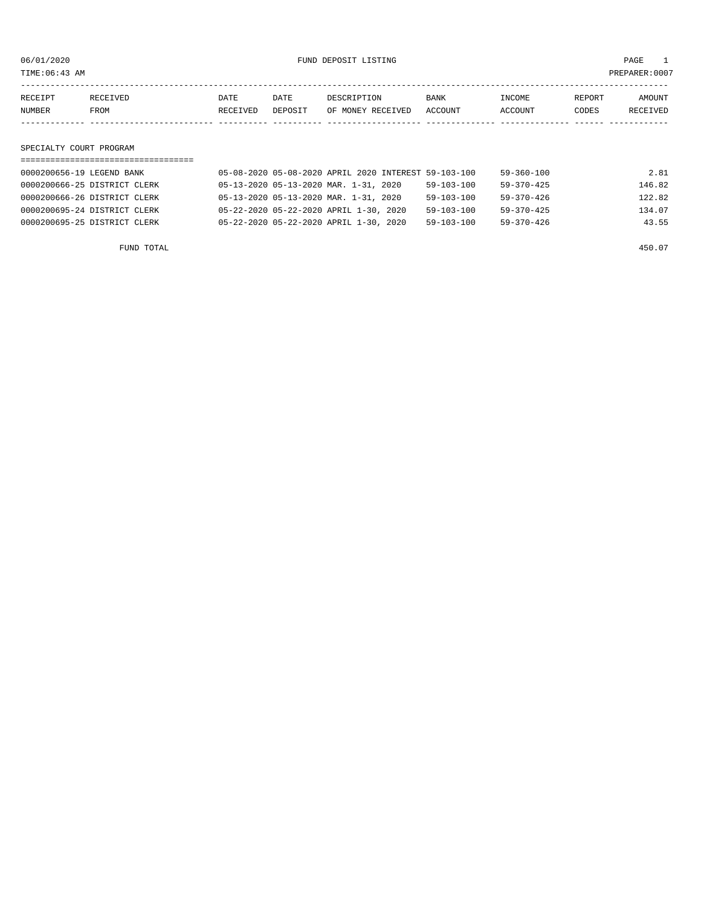06/01/2020 FUND DEPOSIT LISTING PAGE 1

TIME:06:43 AM PREPARER:0007

| RECEIPT NUMBER | RECEIVED FROM | DATE RECEIVED | DATE DEPOSIT | DESCRIPTION OF MONEY RECEIVED | BANK ACCOUNT | INCOME ACCOUNT | REPORT CODES | AMOUNT RECEIVED |
|---|---|---|---|---|---|---|---|---|

## SPECIALTY COURT PROGRAM

| RECEIPT NUMBER | RECEIVED FROM | DATE RECEIVED | DATE DEPOSIT | DESCRIPTION OF MONEY RECEIVED | BANK ACCOUNT | INCOME ACCOUNT | REPORT CODES | AMOUNT RECEIVED |
|---|---|---|---|---|---|---|---|---|
| 0000200656-19 | LEGEND BANK | 05-08-2020 | 05-08-2020 | APRIL 2020 INTEREST | 59-103-100 | 59-360-100 | | 2.81 |
| 0000200666-25 | DISTRICT CLERK | 05-13-2020 | 05-13-2020 | MAR. 1-31, 2020 | 59-103-100 | 59-370-425 | | 146.82 |
| 0000200666-26 | DISTRICT CLERK | 05-13-2020 | 05-13-2020 | MAR. 1-31, 2020 | 59-103-100 | 59-370-426 | | 122.82 |
| 0000200695-24 | DISTRICT CLERK | 05-22-2020 | 05-22-2020 | APRIL 1-30, 2020 | 59-103-100 | 59-370-425 | | 134.07 |
| 0000200695-25 | DISTRICT CLERK | 05-22-2020 | 05-22-2020 | APRIL 1-30, 2020 | 59-103-100 | 59-370-426 | | 43.55 |
| | FUND TOTAL | | | | | | | 450.07 |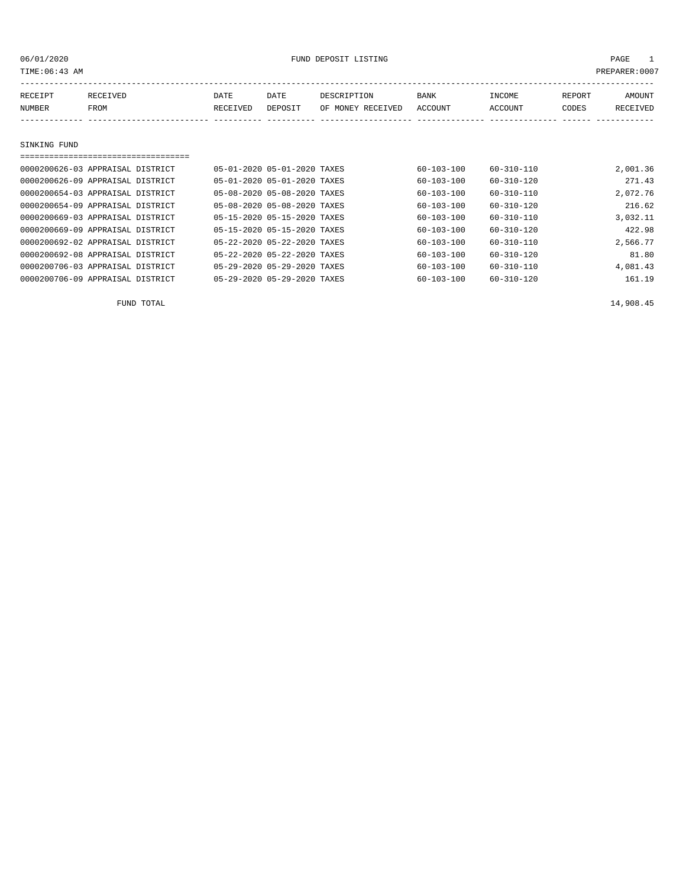06/01/2020 FUND DEPOSIT LISTING

TIME:06:43 AM PREPARER:0007

| RECEIPT NUMBER | RECEIVED FROM | DATE RECEIVED | DATE DEPOSIT | DESCRIPTION OF MONEY RECEIVED | BANK ACCOUNT | INCOME ACCOUNT | REPORT CODES | AMOUNT RECEIVED |
|---|---|---|---|---|---|---|---|---|
| **SINKING FUND** | | | | | | | | |
| 0000200626-03 | APPRAISAL DISTRICT | 05-01-2020 | 05-01-2020 | TAXES | 60-103-100 | 60-310-110 | | 2,001.36 |
| 0000200626-09 | APPRAISAL DISTRICT | 05-01-2020 | 05-01-2020 | TAXES | 60-103-100 | 60-310-120 | | 271.43 |
| 0000200654-03 | APPRAISAL DISTRICT | 05-08-2020 | 05-08-2020 | TAXES | 60-103-100 | 60-310-110 | | 2,072.76 |
| 0000200654-09 | APPRAISAL DISTRICT | 05-08-2020 | 05-08-2020 | TAXES | 60-103-100 | 60-310-120 | | 216.62 |
| 0000200669-03 | APPRAISAL DISTRICT | 05-15-2020 | 05-15-2020 | TAXES | 60-103-100 | 60-310-110 | | 3,032.11 |
| 0000200669-09 | APPRAISAL DISTRICT | 05-15-2020 | 05-15-2020 | TAXES | 60-103-100 | 60-310-120 | | 422.98 |
| 0000200692-02 | APPRAISAL DISTRICT | 05-22-2020 | 05-22-2020 | TAXES | 60-103-100 | 60-310-110 | | 2,566.77 |
| 0000200692-08 | APPRAISAL DISTRICT | 05-22-2020 | 05-22-2020 | TAXES | 60-103-100 | 60-310-120 | | 81.80 |
| 0000200706-03 | APPRAISAL DISTRICT | 05-29-2020 | 05-29-2020 | TAXES | 60-103-100 | 60-310-110 | | 4,081.43 |
| 0000200706-09 | APPRAISAL DISTRICT | 05-29-2020 | 05-29-2020 | TAXES | 60-103-100 | 60-310-120 | | 161.19 |
| | FUND TOTAL | | | | | | | 14,908.45 |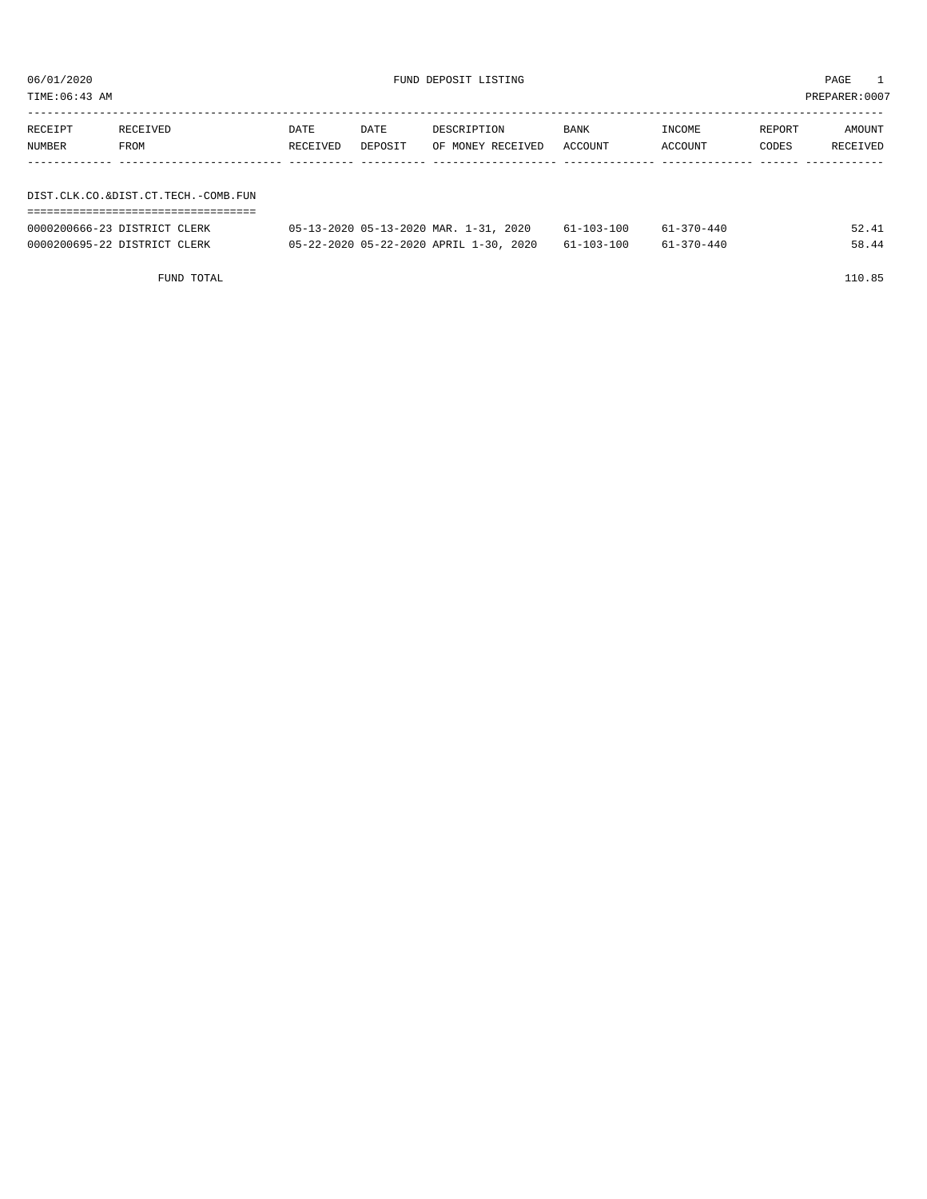06/01/2020 FUND DEPOSIT LISTING PAGE 1

TIME:06:43 AM PREPARER:0007

| RECEIPT NUMBER | RECEIVED FROM | DATE RECEIVED | DATE DEPOSIT | DESCRIPTION OF MONEY RECEIVED | BANK ACCOUNT | INCOME ACCOUNT | REPORT CODES | AMOUNT RECEIVED |
|---|---|---|---|---|---|---|---|---|

DIST.CLK.CO.&DIST.CT.TECH.-COMB.FUN

| RECEIPT NUMBER | RECEIVED FROM | DATE RECEIVED | DATE DEPOSIT | DESCRIPTION OF MONEY RECEIVED | BANK ACCOUNT | INCOME ACCOUNT | REPORT CODES | AMOUNT RECEIVED |
|---|---|---|---|---|---|---|---|---|
| 0000200666-23 | DISTRICT CLERK | 05-13-2020 | 05-13-2020 | MAR. 1-31, 2020 | 61-103-100 | 61-370-440 | | 52.41 |
| 0000200695-22 | DISTRICT CLERK | 05-22-2020 | 05-22-2020 | APRIL 1-30, 2020 | 61-103-100 | 61-370-440 | | 58.44 |
| | FUND TOTAL | | | | | | | 110.85 |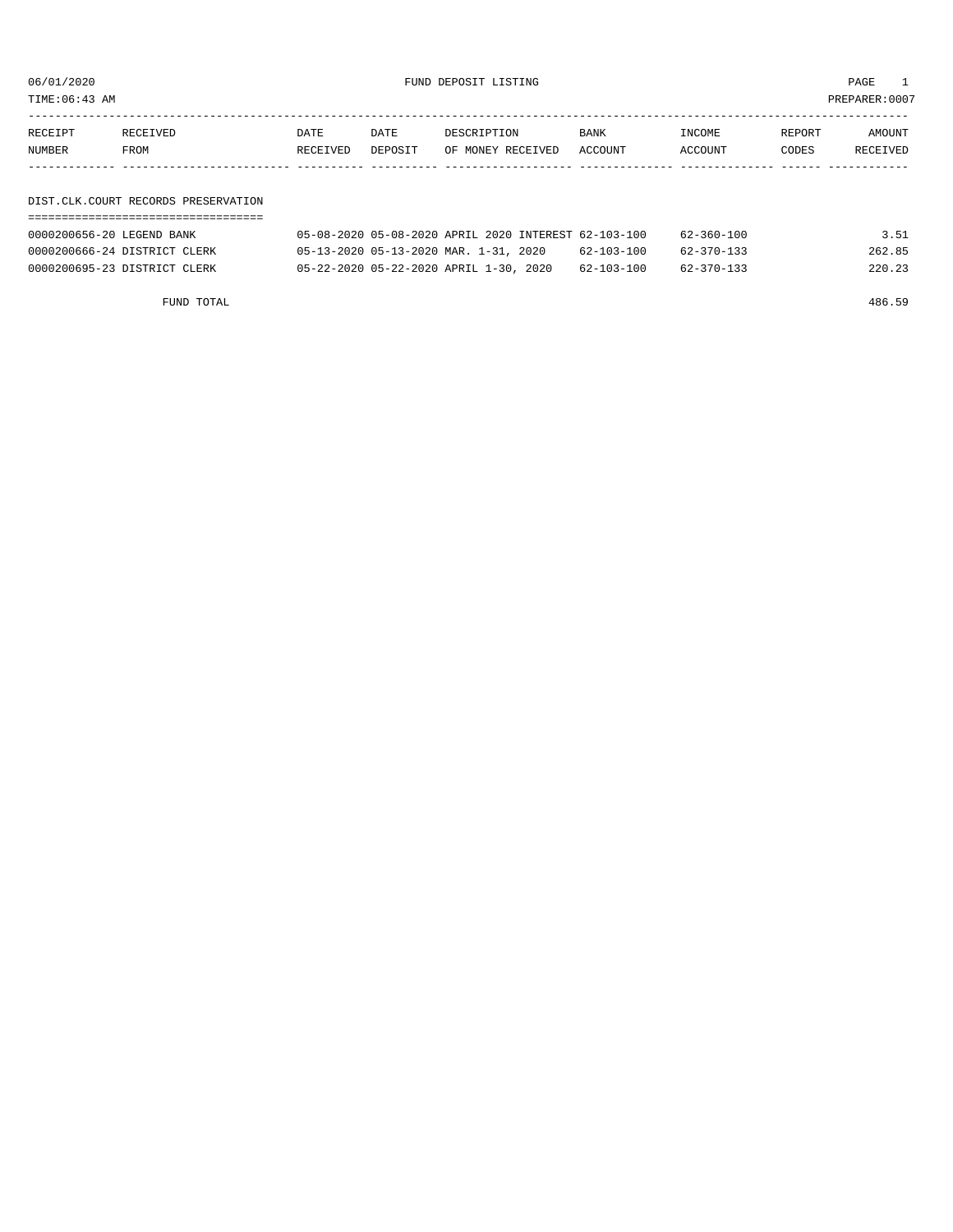06/01/2020 FUND DEPOSIT LISTING PAGE 1

TIME:06:43 AM PREPARER:0007

| RECEIPT NUMBER | RECEIVED FROM | DATE RECEIVED | DATE DEPOSIT | DESCRIPTION OF MONEY RECEIVED | BANK ACCOUNT | INCOME ACCOUNT | REPORT CODES | AMOUNT RECEIVED |
|---|---|---|---|---|---|---|---|---|

## DIST.CLK.COURT RECORDS PRESERVATION

| RECEIPT NUMBER | RECEIVED FROM | DATE RECEIVED | DATE DEPOSIT | DESCRIPTION OF MONEY RECEIVED | BANK ACCOUNT | INCOME ACCOUNT | REPORT CODES | AMOUNT RECEIVED |
|---|---|---|---|---|---|---|---|---|
| 0000200656-20 | LEGEND BANK | 05-08-2020 | 05-08-2020 | APRIL 2020 INTEREST | 62-103-100 | 62-360-100 | | 3.51 |
| 0000200666-24 | DISTRICT CLERK | 05-13-2020 | 05-13-2020 | MAR. 1-31, 2020 | 62-103-100 | 62-370-133 | | 262.85 |
| 0000200695-23 | DISTRICT CLERK | 05-22-2020 | 05-22-2020 | APRIL 1-30, 2020 | 62-103-100 | 62-370-133 | | 220.23 |
| | FUND TOTAL | | | | | | | 486.59 |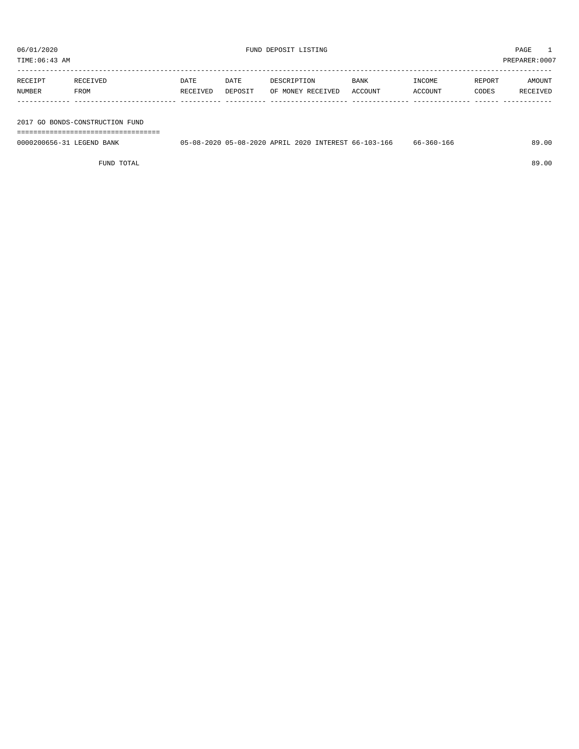06/01/2020 FUND DEPOSIT LISTING PAGE 1
TIME:06:43 AM PREPARER:0007

| RECEIPT NUMBER | RECEIVED FROM | DATE RECEIVED | DATE DEPOSIT | DESCRIPTION OF MONEY RECEIVED | BANK ACCOUNT | INCOME ACCOUNT | REPORT CODES | AMOUNT RECEIVED |
|---|---|---|---|---|---|---|---|---|

## 2017 GO BONDS-CONSTRUCTION FUND

| RECEIPT NUMBER | RECEIVED FROM | DATE RECEIVED | DATE DEPOSIT | DESCRIPTION OF MONEY RECEIVED | BANK ACCOUNT | INCOME ACCOUNT | REPORT CODES | AMOUNT RECEIVED |
|---|---|---|---|---|---|---|---|---|
| 0000200656-31 | LEGEND BANK | 05-08-2020 | 05-08-2020 | APRIL 2020 INTEREST | 66-103-166 | 66-360-166 | | 89.00 |
| | FUND TOTAL | | | | | | | 89.00 |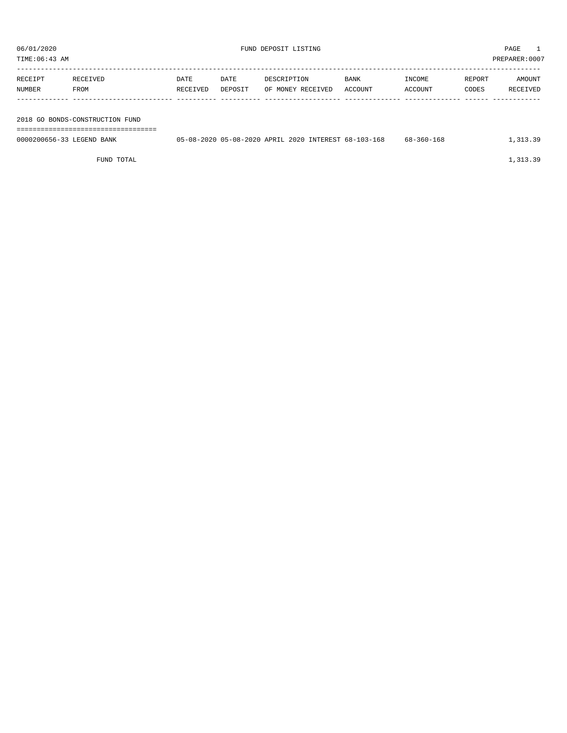06/01/2020 FUND DEPOSIT LISTING

TIME:06:43 AM PREPARER:0007

| RECEIPT NUMBER | RECEIVED FROM | DATE RECEIVED | DATE DEPOSIT | DESCRIPTION OF MONEY RECEIVED | BANK ACCOUNT | INCOME ACCOUNT | REPORT CODES | AMOUNT RECEIVED |
|---|---|---|---|---|---|---|---|---|
| **2018 GO BONDS-CONSTRUCTION FUND** | | | | | | | | |
| 0000200656-33 | LEGEND BANK | 05-08-2020 | 05-08-2020 | APRIL 2020 INTEREST | 68-103-168 | 68-360-168 | | 1,313.39 |
| | FUND TOTAL | | | | | | | 1,313.39 |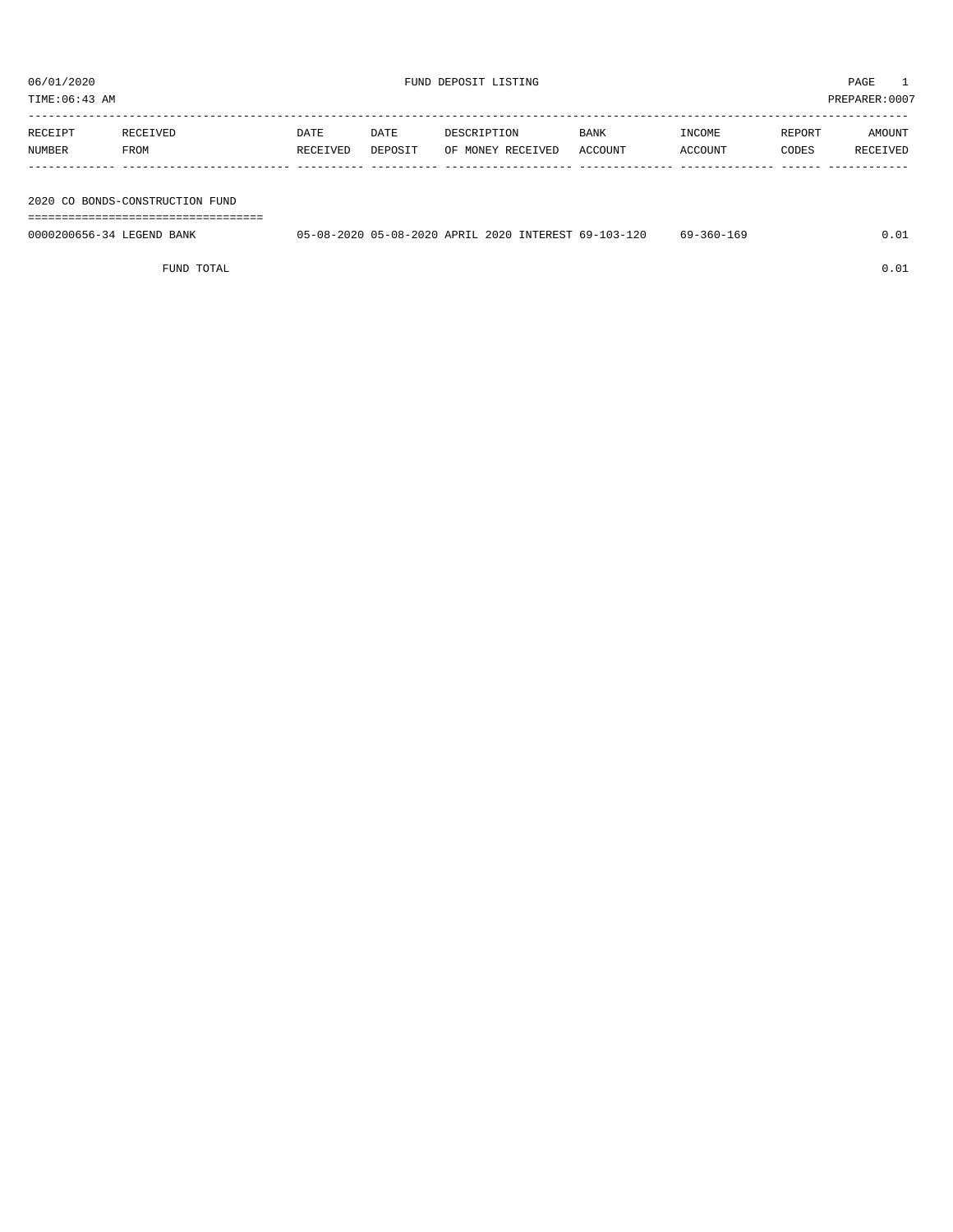06/01/2020 FUND DEPOSIT LISTING PAGE 1

TIME:06:43 AM PREPARER:0007

| RECEIPT NUMBER | RECEIVED FROM | DATE RECEIVED | DATE DEPOSIT | DESCRIPTION OF MONEY RECEIVED | BANK ACCOUNT | INCOME ACCOUNT | REPORT CODES | AMOUNT RECEIVED |
|---|---|---|---|---|---|---|---|---|

2020 CO BONDS-CONSTRUCTION FUND

| RECEIPT NUMBER | RECEIVED FROM | DATE RECEIVED | DATE DEPOSIT | DESCRIPTION OF MONEY RECEIVED | BANK ACCOUNT | INCOME ACCOUNT | REPORT CODES | AMOUNT RECEIVED |
|---|---|---|---|---|---|---|---|---|
| 0000200656-34 | LEGEND BANK | 05-08-2020 | 05-08-2020 | APRIL 2020 INTEREST | 69-103-120 | 69-360-169 | | 0.01 |
| | FUND TOTAL | | | | | | | 0.01 |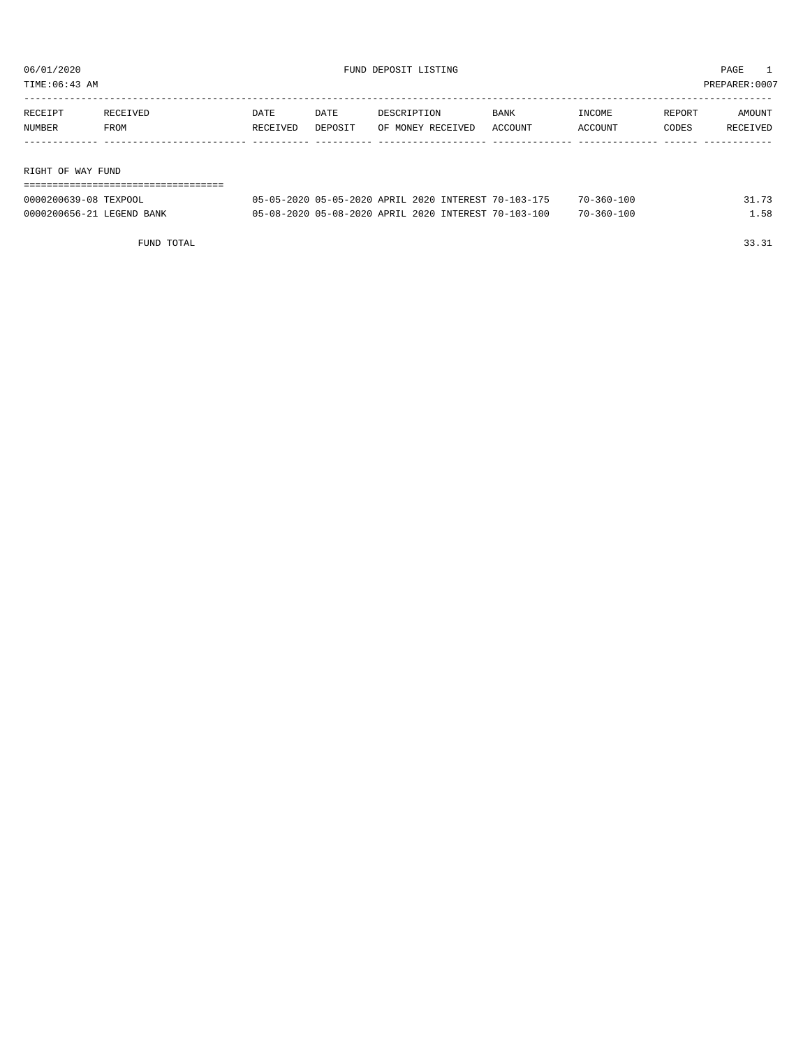06/01/2020 FUND DEPOSIT LISTING

TIME:06:43 AM PREPARER:0007

| RECEIPT NUMBER | RECEIVED FROM | DATE RECEIVED | DATE DEPOSIT | DESCRIPTION OF MONEY RECEIVED | BANK ACCOUNT | INCOME ACCOUNT | REPORT CODES | AMOUNT RECEIVED |
|---|---|---|---|---|---|---|---|---|
| **RIGHT OF WAY FUND** | | | | | | | | |
| 0000200639-08 | TEXPOOL | 05-05-2020 | 05-05-2020 | APRIL 2020 INTEREST | 70-103-175 | 70-360-100 | | 31.73 |
| 0000200656-21 | LEGEND BANK | 05-08-2020 | 05-08-2020 | APRIL 2020 INTEREST | 70-103-100 | 70-360-100 | | 1.58 |
| | FUND TOTAL | | | | | | | 33.31 |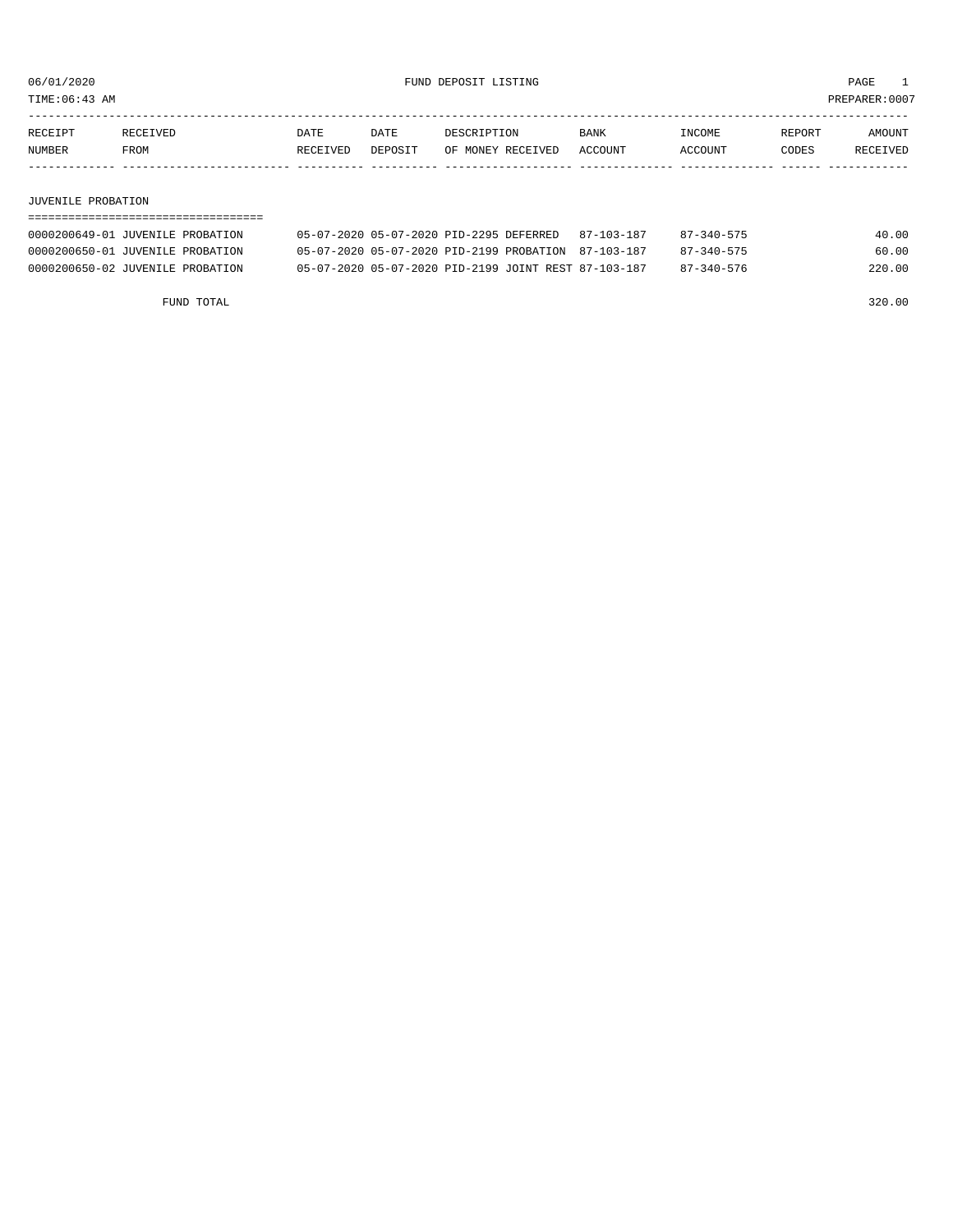06/01/2020 FUND DEPOSIT LISTING PAGE 1

TIME:06:43 AM PREPARER:0007

| RECEIPT NUMBER | RECEIVED FROM | DATE RECEIVED | DATE DEPOSIT | DESCRIPTION OF MONEY RECEIVED | BANK ACCOUNT | INCOME ACCOUNT | REPORT CODES | AMOUNT RECEIVED |
|---|---|---|---|---|---|---|---|---|

## JUVENILE PROBATION

| RECEIPT NUMBER | RECEIVED FROM | DATE RECEIVED | DATE DEPOSIT | DESCRIPTION OF MONEY RECEIVED | BANK ACCOUNT | INCOME ACCOUNT | REPORT CODES | AMOUNT RECEIVED |
|---|---|---|---|---|---|---|---|---|
| 0000200649-01 | JUVENILE PROBATION | 05-07-2020 | 05-07-2020 | PID-2295 DEFERRED | 87-103-187 | 87-340-575 | | 40.00 |
| 0000200650-01 | JUVENILE PROBATION | 05-07-2020 | 05-07-2020 | PID-2199 PROBATION | 87-103-187 | 87-340-575 | | 60.00 |
| 0000200650-02 | JUVENILE PROBATION | 05-07-2020 | 05-07-2020 | PID-2199 JOINT REST | 87-103-187 | 87-340-576 | | 220.00 |
| | FUND TOTAL | | | | | | | 320.00 |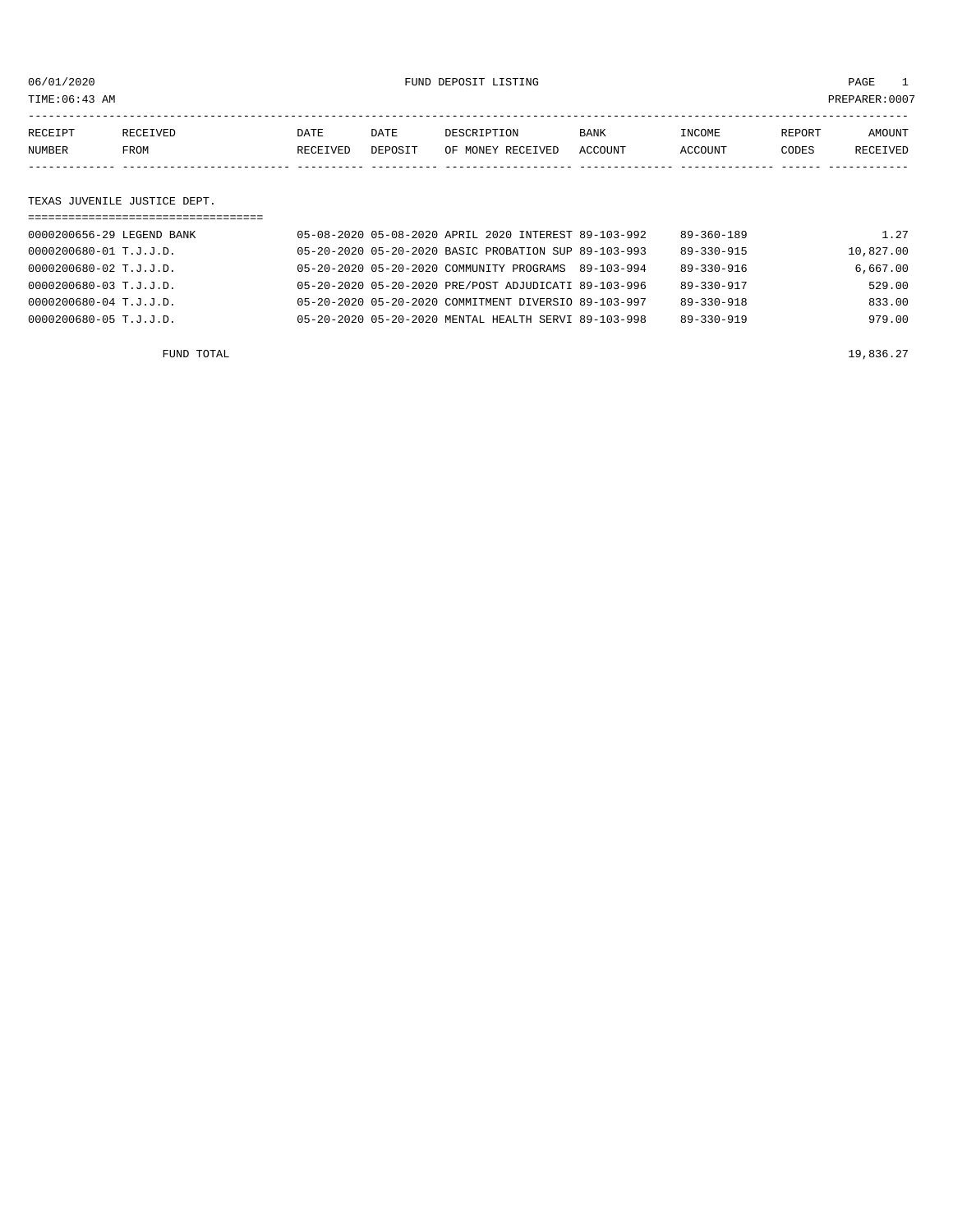06/01/2020 FUND DEPOSIT LISTING PAGE 1
TIME:06:43 AM PREPARER:0007

| RECEIPT NUMBER | RECEIVED FROM | DATE RECEIVED | DATE DEPOSIT | DESCRIPTION OF MONEY RECEIVED | BANK ACCOUNT | INCOME ACCOUNT | REPORT CODES | AMOUNT RECEIVED |
|---|---|---|---|---|---|---|---|---|
| **TEXAS JUVENILE JUSTICE DEPT.** | | | | | | | | |
| 0000200656-29 | LEGEND BANK | 05-08-2020 | 05-08-2020 | APRIL 2020 INTEREST | 89-103-992 | 89-360-189 | | 1.27 |
| 0000200680-01 | T.J.J.D. | 05-20-2020 | 05-20-2020 | BASIC PROBATION SUP | 89-103-993 | 89-330-915 | | 10,827.00 |
| 0000200680-02 | T.J.J.D. | 05-20-2020 | 05-20-2020 | COMMUNITY PROGRAMS | 89-103-994 | 89-330-916 | | 6,667.00 |
| 0000200680-03 | T.J.J.D. | 05-20-2020 | 05-20-2020 | PRE/POST ADJUDICATI | 89-103-996 | 89-330-917 | | 529.00 |
| 0000200680-04 | T.J.J.D. | 05-20-2020 | 05-20-2020 | COMMITMENT DIVERSIO | 89-103-997 | 89-330-918 | | 833.00 |
| 0000200680-05 | T.J.J.D. | 05-20-2020 | 05-20-2020 | MENTAL HEALTH SERVI | 89-103-998 | 89-330-919 | | 979.00 |
| FUND TOTAL | | | | | | | | 19,836.27 |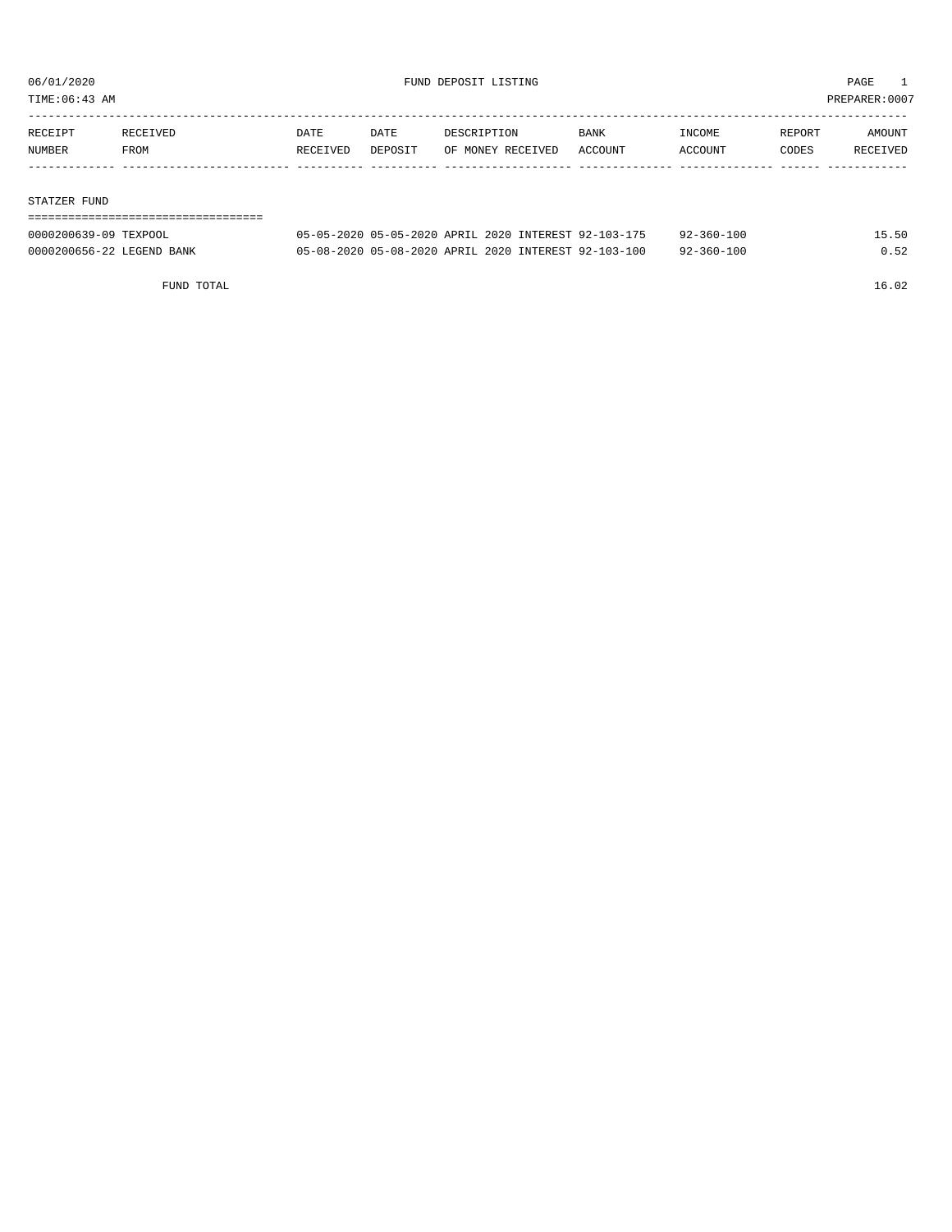06/01/2020 FUND DEPOSIT LISTING

TIME:06:43 AM PREPARER:0007

| RECEIPT NUMBER | RECEIVED FROM | DATE RECEIVED | DATE DEPOSIT | DESCRIPTION OF MONEY RECEIVED | BANK ACCOUNT | INCOME ACCOUNT | REPORT CODES | AMOUNT RECEIVED |
|---|---|---|---|---|---|---|---|---|
| **STATZER FUND** | | | | | | | | |
| 0000200639-09 | TEXPOOL | 05-05-2020 | 05-05-2020 | APRIL 2020 INTEREST | 92-103-175 | 92-360-100 | | 15.50 |
| 0000200656-22 | LEGEND BANK | 05-08-2020 | 05-08-2020 | APRIL 2020 INTEREST | 92-103-100 | 92-360-100 | | 0.52 |
| | FUND TOTAL | | | | | | | 16.02 |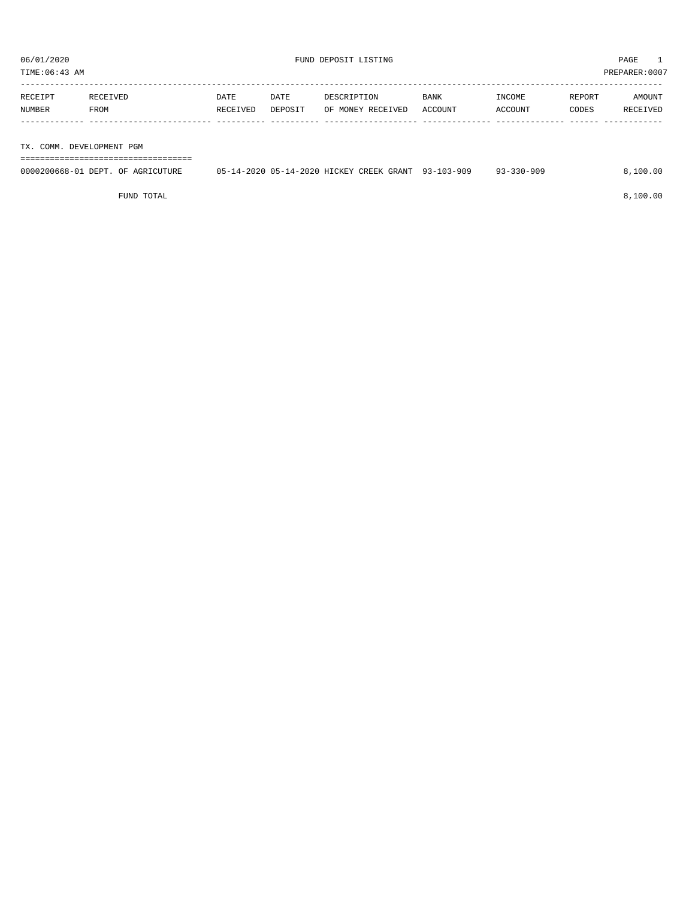06/01/2020 FUND DEPOSIT LISTING PAGE 1

TIME:06:43 AM PREPARER:0007

| RECEIPT NUMBER | RECEIVED FROM | DATE RECEIVED | DATE DEPOSIT | DESCRIPTION OF MONEY RECEIVED | BANK ACCOUNT | INCOME ACCOUNT | REPORT CODES | AMOUNT RECEIVED |
|---|---|---|---|---|---|---|---|---|

## TX. COMM. DEVELOPMENT PGM

| RECEIPT NUMBER | RECEIVED FROM | DATE RECEIVED | DATE DEPOSIT | DESCRIPTION OF MONEY RECEIVED | BANK ACCOUNT | INCOME ACCOUNT | REPORT CODES | AMOUNT RECEIVED |
|---|---|---|---|---|---|---|---|---|
| 0000200668-01 | DEPT. OF AGRICUTURE | 05-14-2020 | 05-14-2020 | HICKEY CREEK GRANT | 93-103-909 | 93-330-909 | | 8,100.00 |
| | FUND TOTAL | | | | | | | 8,100.00 |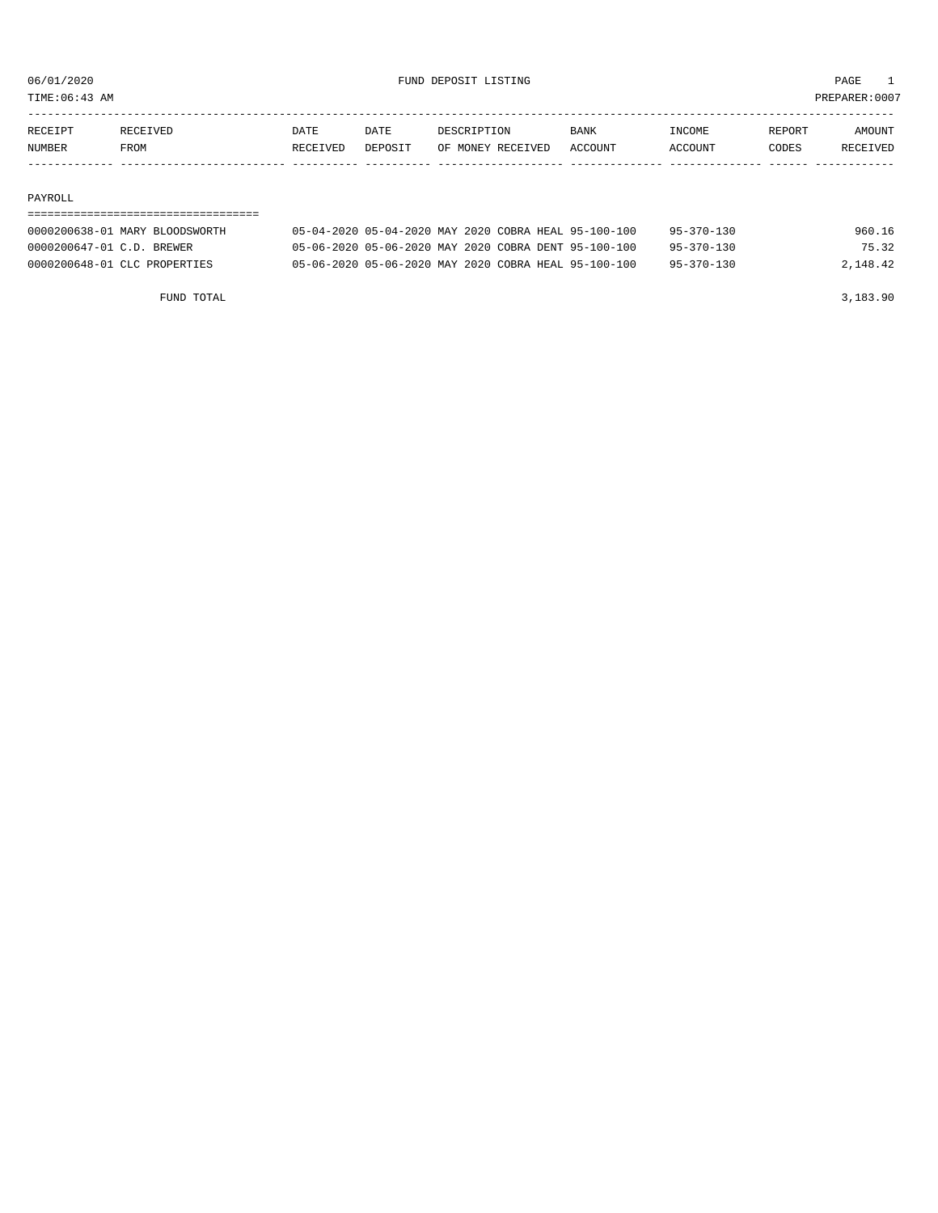06/01/2020 FUND DEPOSIT LISTING PAGE 1

TIME:06:43 AM PREPARER:0007

| RECEIPT NUMBER | RECEIVED FROM | DATE RECEIVED | DATE DEPOSIT | DESCRIPTION OF MONEY RECEIVED | BANK ACCOUNT | INCOME ACCOUNT | REPORT CODES | AMOUNT RECEIVED |
|---|---|---|---|---|---|---|---|---|
| **PAYROLL** | | | | | | | | |
| 0000200638-01 | MARY BLOODSWORTH | 05-04-2020 | 05-04-2020 | MAY 2020 COBRA HEAL | 95-100-100 | 95-370-130 | | 960.16 |
| 0000200647-01 | C.D. BREWER | 05-06-2020 | 05-06-2020 | MAY 2020 COBRA DENT | 95-100-100 | 95-370-130 | | 75.32 |
| 0000200648-01 | CLC PROPERTIES | 05-06-2020 | 05-06-2020 | MAY 2020 COBRA HEAL | 95-100-100 | 95-370-130 | | 2,148.42 |
| | FUND TOTAL | | | | | | | 3,183.90 |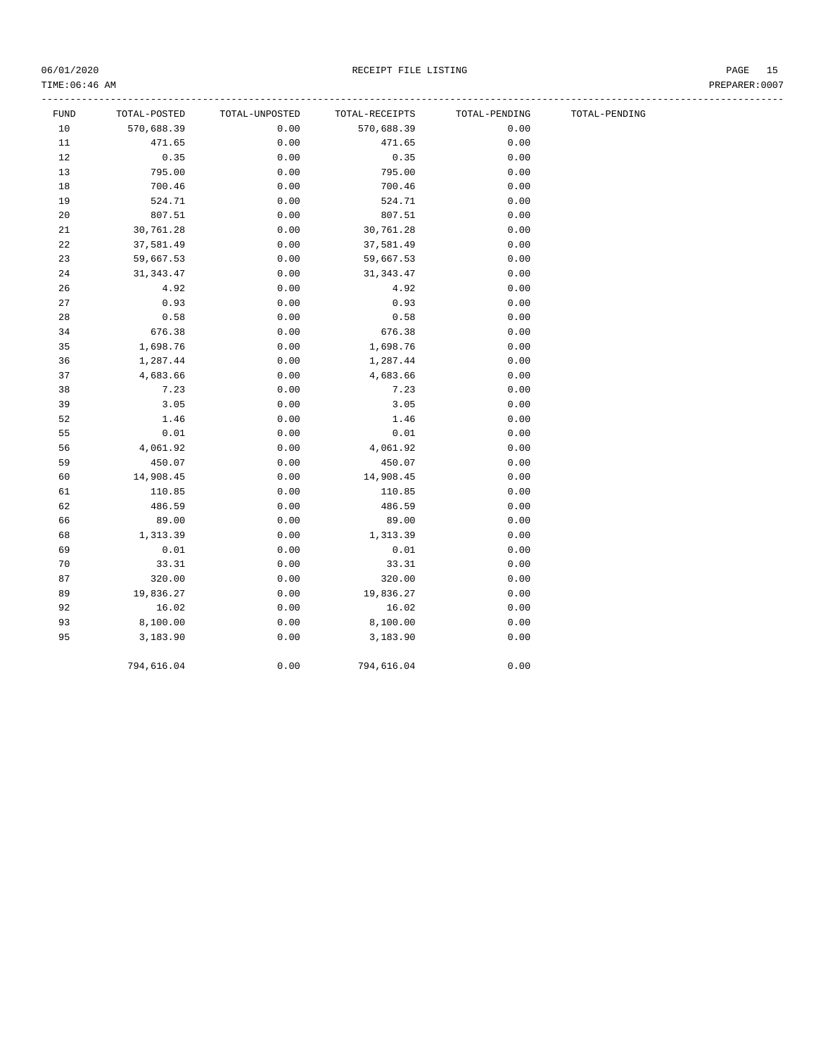RECEIPT FILE LISTING

06/01/2020
TIME:06:46 AM
PREPARER:0007

| FUND | TOTAL-POSTED | TOTAL-UNPOSTED | TOTAL-RECEIPTS | TOTAL-PENDING | TOTAL-PENDING |
|---|---|---|---|---|---|
| 10 | 570,688.39 | 0.00 | 570,688.39 | 0.00 | |
| 11 | 471.65 | 0.00 | 471.65 | 0.00 | |
| 12 | 0.35 | 0.00 | 0.35 | 0.00 | |
| 13 | 795.00 | 0.00 | 795.00 | 0.00 | |
| 18 | 700.46 | 0.00 | 700.46 | 0.00 | |
| 19 | 524.71 | 0.00 | 524.71 | 0.00 | |
| 20 | 807.51 | 0.00 | 807.51 | 0.00 | |
| 21 | 30,761.28 | 0.00 | 30,761.28 | 0.00 | |
| 22 | 37,581.49 | 0.00 | 37,581.49 | 0.00 | |
| 23 | 59,667.53 | 0.00 | 59,667.53 | 0.00 | |
| 24 | 31,343.47 | 0.00 | 31,343.47 | 0.00 | |
| 26 | 4.92 | 0.00 | 4.92 | 0.00 | |
| 27 | 0.93 | 0.00 | 0.93 | 0.00 | |
| 28 | 0.58 | 0.00 | 0.58 | 0.00 | |
| 34 | 676.38 | 0.00 | 676.38 | 0.00 | |
| 35 | 1,698.76 | 0.00 | 1,698.76 | 0.00 | |
| 36 | 1,287.44 | 0.00 | 1,287.44 | 0.00 | |
| 37 | 4,683.66 | 0.00 | 4,683.66 | 0.00 | |
| 38 | 7.23 | 0.00 | 7.23 | 0.00 | |
| 39 | 3.05 | 0.00 | 3.05 | 0.00 | |
| 52 | 1.46 | 0.00 | 1.46 | 0.00 | |
| 55 | 0.01 | 0.00 | 0.01 | 0.00 | |
| 56 | 4,061.92 | 0.00 | 4,061.92 | 0.00 | |
| 59 | 450.07 | 0.00 | 450.07 | 0.00 | |
| 60 | 14,908.45 | 0.00 | 14,908.45 | 0.00 | |
| 61 | 110.85 | 0.00 | 110.85 | 0.00 | |
| 62 | 486.59 | 0.00 | 486.59 | 0.00 | |
| 66 | 89.00 | 0.00 | 89.00 | 0.00 | |
| 68 | 1,313.39 | 0.00 | 1,313.39 | 0.00 | |
| 69 | 0.01 | 0.00 | 0.01 | 0.00 | |
| 70 | 33.31 | 0.00 | 33.31 | 0.00 | |
| 87 | 320.00 | 0.00 | 320.00 | 0.00 | |
| 89 | 19,836.27 | 0.00 | 19,836.27 | 0.00 | |
| 92 | 16.02 | 0.00 | 16.02 | 0.00 | |
| 93 | 8,100.00 | 0.00 | 8,100.00 | 0.00 | |
| 95 | 3,183.90 | 0.00 | 3,183.90 | 0.00 | |
| | 794,616.04 | 0.00 | 794,616.04 | 0.00 | |